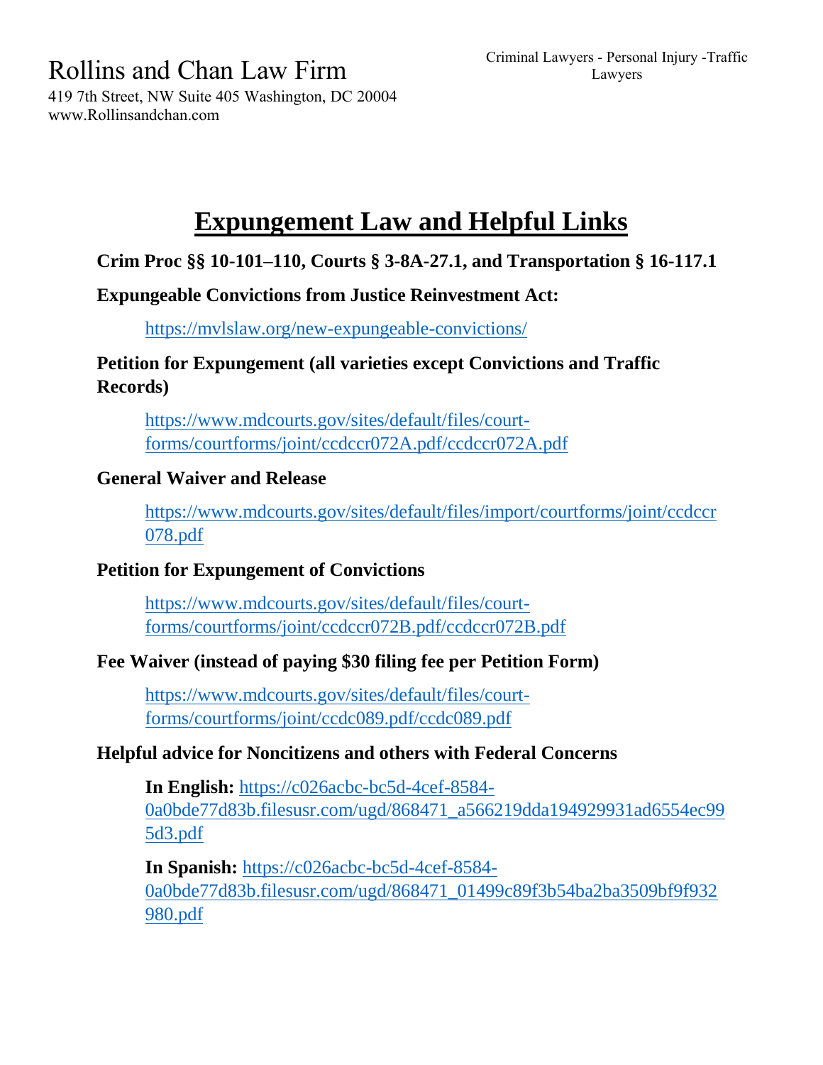Rollins and Chan Law Firm

419 7th Street, NW Suite 405 Washington, DC 20004
www.Rollinsandchan.com

Criminal Lawyers - Personal Injury -Traffic Lawyers

# Expungement Law and Helpful Links

**Crim Proc §§ 10-101–110, Courts § 3-8A-27.1, and Transportation § 16-117.1**

**Expungeable Convictions from Justice Reinvestment Act:**

https://mvlslaw.org/new-expungeable-convictions/

**Petition for Expungement (all varieties except Convictions and Traffic Records)**

https://www.mdcourts.gov/sites/default/files/court-forms/courtforms/joint/ccdccr072A.pdf/ccdccr072A.pdf

**General Waiver and Release**

https://www.mdcourts.gov/sites/default/files/import/courtforms/joint/ccdccr078.pdf

**Petition for Expungement of Convictions**

https://www.mdcourts.gov/sites/default/files/court-forms/courtforms/joint/ccdccr072B.pdf/ccdccr072B.pdf

**Fee Waiver (instead of paying $30 filing fee per Petition Form)**

https://www.mdcourts.gov/sites/default/files/court-forms/courtforms/joint/ccdc089.pdf/ccdc089.pdf

**Helpful advice for Noncitizens and others with Federal Concerns**

**In English:** https://c026acbc-bc5d-4cef-8584-0a0bde77d83b.filesusr.com/ugd/868471_a566219dda194929931ad6554ec995d3.pdf

**In Spanish:** https://c026acbc-bc5d-4cef-8584-0a0bde77d83b.filesusr.com/ugd/868471_01499c89f3b54ba2ba3509bf9f932980.pdf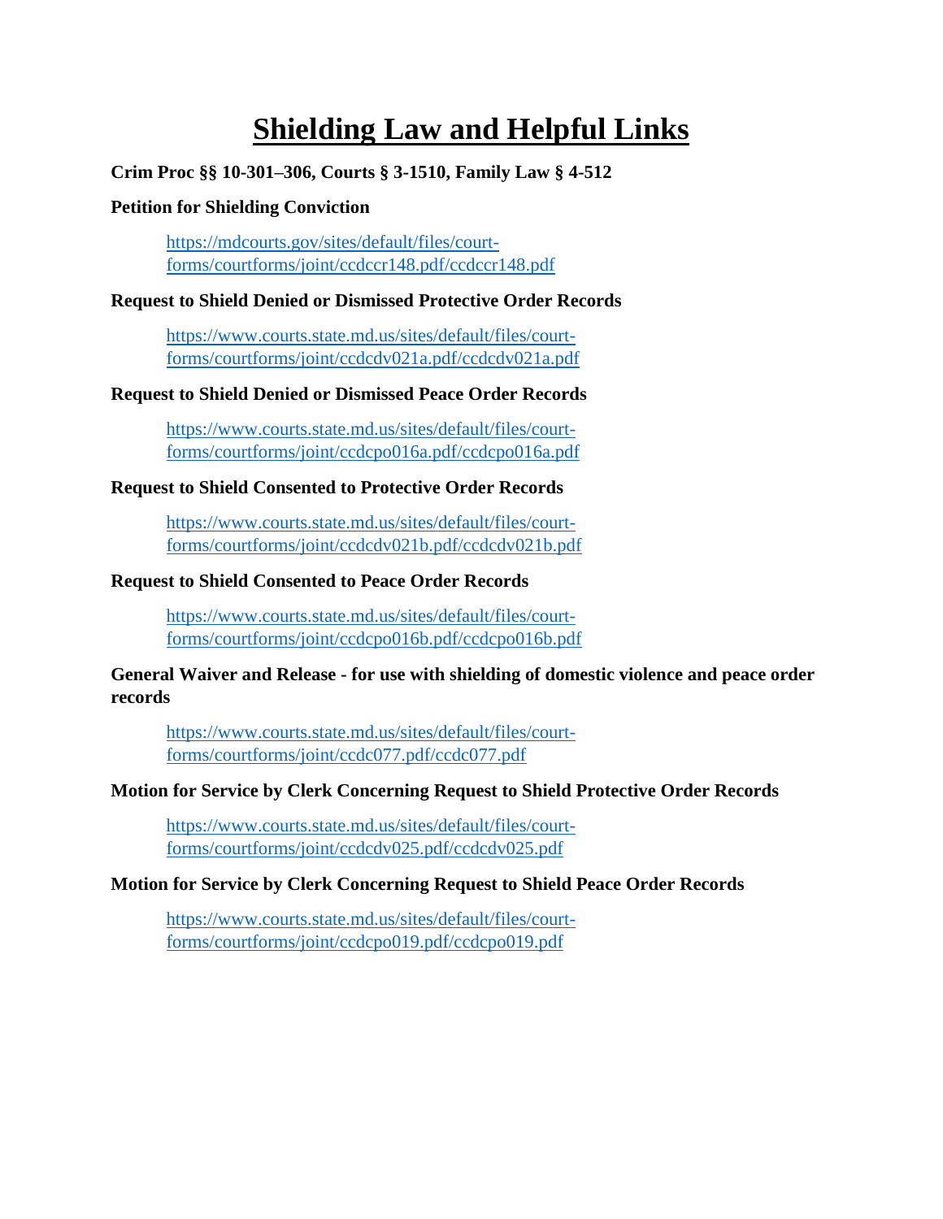# Shielding Law and Helpful Links

**Crim Proc §§ 10-301–306, Courts § 3-1510, Family Law § 4-512**

**Petition for Shielding Conviction**

> https://mdcourts.gov/sites/default/files/court-forms/courtforms/joint/ccdccr148.pdf/ccdccr148.pdf

**Request to Shield Denied or Dismissed Protective Order Records**

> https://www.courts.state.md.us/sites/default/files/court-forms/courtforms/joint/ccdcdv021a.pdf/ccdcdv021a.pdf

**Request to Shield Denied or Dismissed Peace Order Records**

> https://www.courts.state.md.us/sites/default/files/court-forms/courtforms/joint/ccdcpo016a.pdf/ccdcpo016a.pdf

**Request to Shield Consented to Protective Order Records**

> https://www.courts.state.md.us/sites/default/files/court-forms/courtforms/joint/ccdcdv021b.pdf/ccdcdv021b.pdf

**Request to Shield Consented to Peace Order Records**

> https://www.courts.state.md.us/sites/default/files/court-forms/courtforms/joint/ccdcpo016b.pdf/ccdcpo016b.pdf

**General Waiver and Release - for use with shielding of domestic violence and peace order records**

> https://www.courts.state.md.us/sites/default/files/court-forms/courtforms/joint/ccdc077.pdf/ccdc077.pdf

**Motion for Service by Clerk Concerning Request to Shield Protective Order Records**

> https://www.courts.state.md.us/sites/default/files/court-forms/courtforms/joint/ccdcdv025.pdf/ccdcdv025.pdf

**Motion for Service by Clerk Concerning Request to Shield Peace Order Records**

> https://www.courts.state.md.us/sites/default/files/court-forms/courtforms/joint/ccdcpo019.pdf/ccdcpo019.pdf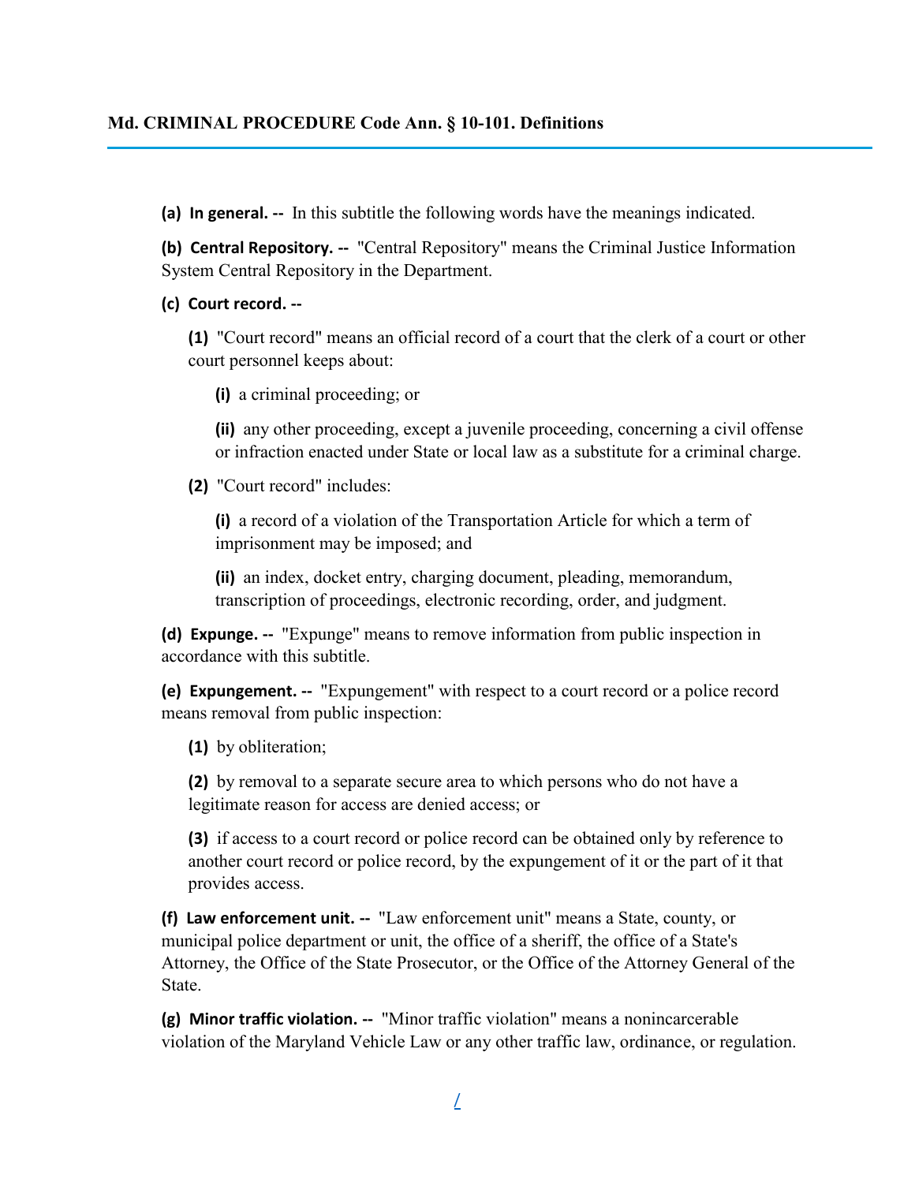## Md. CRIMINAL PROCEDURE Code Ann. § 10-101. Definitions

**(a) In general. --** In this subtitle the following words have the meanings indicated.

**(b) Central Repository. --** "Central Repository" means the Criminal Justice Information System Central Repository in the Department.

**(c) Court record. --**

**(1)** "Court record" means an official record of a court that the clerk of a court or other court personnel keeps about:

**(i)** a criminal proceeding; or

**(ii)** any other proceeding, except a juvenile proceeding, concerning a civil offense or infraction enacted under State or local law as a substitute for a criminal charge.

**(2)** "Court record" includes:

**(i)** a record of a violation of the Transportation Article for which a term of imprisonment may be imposed; and

**(ii)** an index, docket entry, charging document, pleading, memorandum, transcription of proceedings, electronic recording, order, and judgment.

**(d) Expunge. --** "Expunge" means to remove information from public inspection in accordance with this subtitle.

**(e) Expungement. --** "Expungement" with respect to a court record or a police record means removal from public inspection:

**(1)** by obliteration;

**(2)** by removal to a separate secure area to which persons who do not have a legitimate reason for access are denied access; or

**(3)** if access to a court record or police record can be obtained only by reference to another court record or police record, by the expungement of it or the part of it that provides access.

**(f) Law enforcement unit. --** "Law enforcement unit" means a State, county, or municipal police department or unit, the office of a sheriff, the office of a State's Attorney, the Office of the State Prosecutor, or the Office of the Attorney General of the State.

**(g) Minor traffic violation. --** "Minor traffic violation" means a nonincarcerable violation of the Maryland Vehicle Law or any other traffic law, ordinance, or regulation.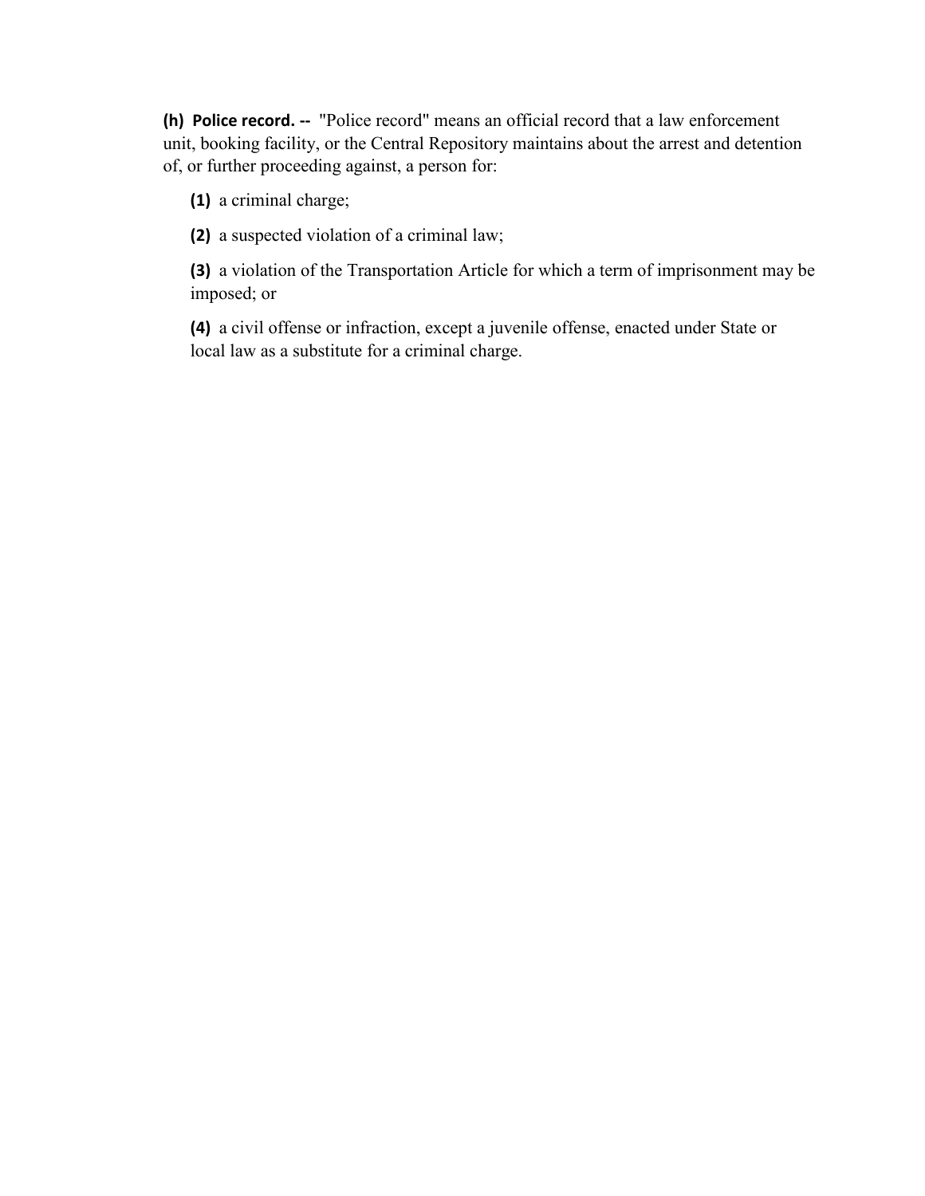**(h) Police record. --** "Police record" means an official record that a law enforcement unit, booking facility, or the Central Repository maintains about the arrest and detention of, or further proceeding against, a person for:

**(1)** a criminal charge;

**(2)** a suspected violation of a criminal law;

**(3)** a violation of the Transportation Article for which a term of imprisonment may be imposed; or

**(4)** a civil offense or infraction, except a juvenile offense, enacted under State or local law as a substitute for a criminal charge.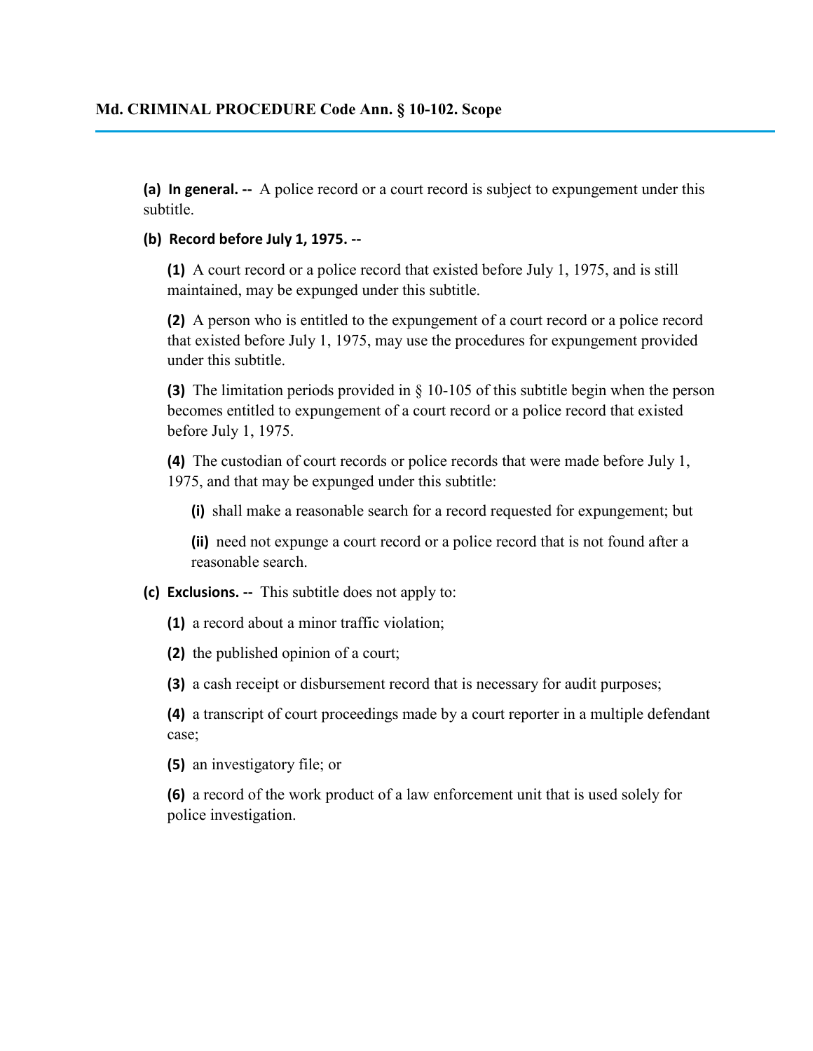## Md. CRIMINAL PROCEDURE Code Ann. § 10-102. Scope

**(a) In general. --** A police record or a court record is subject to expungement under this subtitle.

**(b) Record before July 1, 1975. --**

**(1)** A court record or a police record that existed before July 1, 1975, and is still maintained, may be expunged under this subtitle.

**(2)** A person who is entitled to the expungement of a court record or a police record that existed before July 1, 1975, may use the procedures for expungement provided under this subtitle.

**(3)** The limitation periods provided in § 10-105 of this subtitle begin when the person becomes entitled to expungement of a court record or a police record that existed before July 1, 1975.

**(4)** The custodian of court records or police records that were made before July 1, 1975, and that may be expunged under this subtitle:

**(i)** shall make a reasonable search for a record requested for expungement; but

**(ii)** need not expunge a court record or a police record that is not found after a reasonable search.

**(c) Exclusions. --** This subtitle does not apply to:

**(1)** a record about a minor traffic violation;

**(2)** the published opinion of a court;

**(3)** a cash receipt or disbursement record that is necessary for audit purposes;

**(4)** a transcript of court proceedings made by a court reporter in a multiple defendant case;

**(5)** an investigatory file; or

**(6)** a record of the work product of a law enforcement unit that is used solely for police investigation.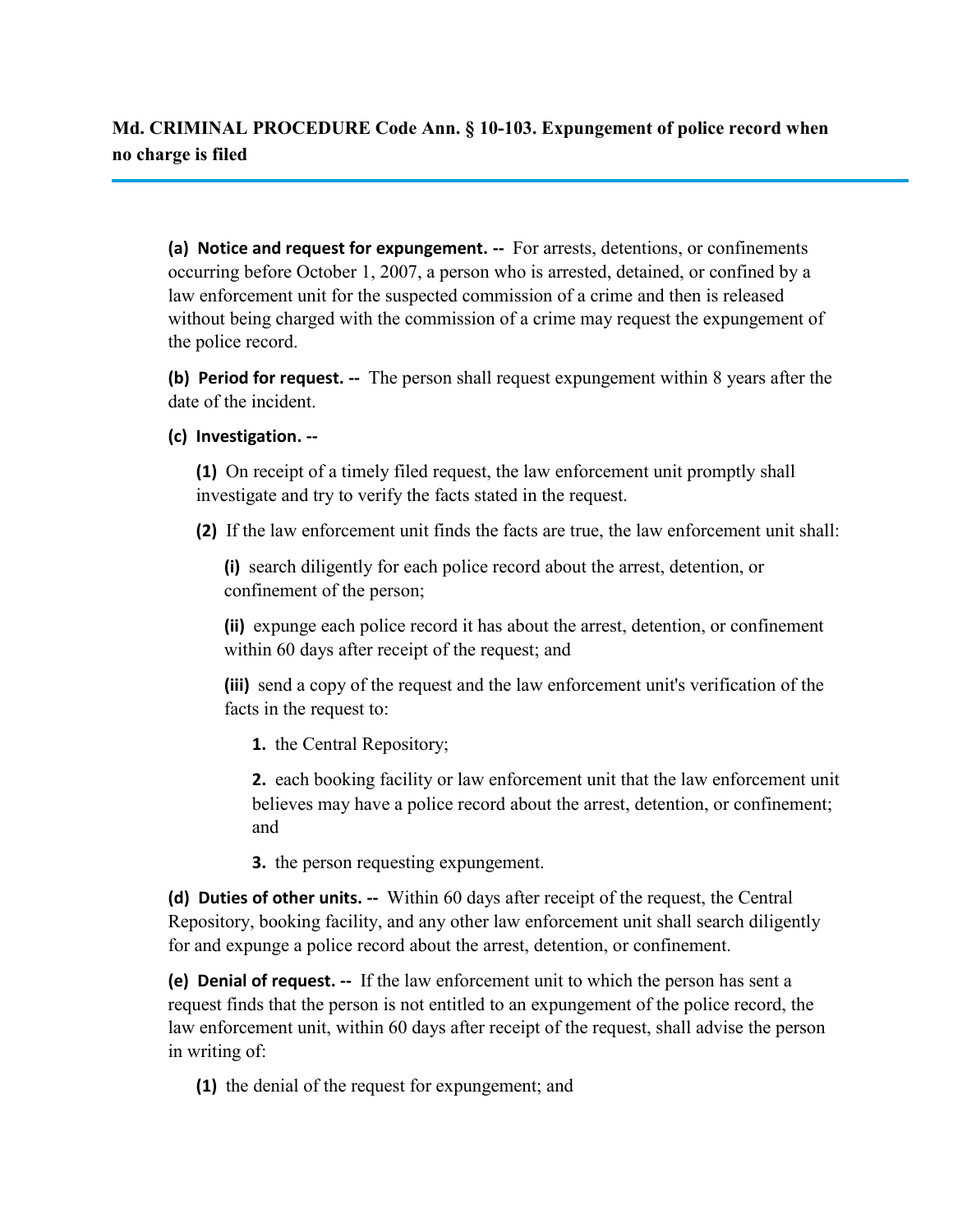**Md. CRIMINAL PROCEDURE Code Ann. § 10-103. Expungement of police record when no charge is filed**

**(a) Notice and request for expungement. --** For arrests, detentions, or confinements occurring before October 1, 2007, a person who is arrested, detained, or confined by a law enforcement unit for the suspected commission of a crime and then is released without being charged with the commission of a crime may request the expungement of the police record.

**(b) Period for request. --** The person shall request expungement within 8 years after the date of the incident.

**(c) Investigation. --**

**(1)** On receipt of a timely filed request, the law enforcement unit promptly shall investigate and try to verify the facts stated in the request.

**(2)** If the law enforcement unit finds the facts are true, the law enforcement unit shall:

**(i)** search diligently for each police record about the arrest, detention, or confinement of the person;

**(ii)** expunge each police record it has about the arrest, detention, or confinement within 60 days after receipt of the request; and

**(iii)** send a copy of the request and the law enforcement unit's verification of the facts in the request to:

**1.** the Central Repository;

**2.** each booking facility or law enforcement unit that the law enforcement unit believes may have a police record about the arrest, detention, or confinement; and

**3.** the person requesting expungement.

**(d) Duties of other units. --** Within 60 days after receipt of the request, the Central Repository, booking facility, and any other law enforcement unit shall search diligently for and expunge a police record about the arrest, detention, or confinement.

**(e) Denial of request. --** If the law enforcement unit to which the person has sent a request finds that the person is not entitled to an expungement of the police record, the law enforcement unit, within 60 days after receipt of the request, shall advise the person in writing of:

**(1)** the denial of the request for expungement; and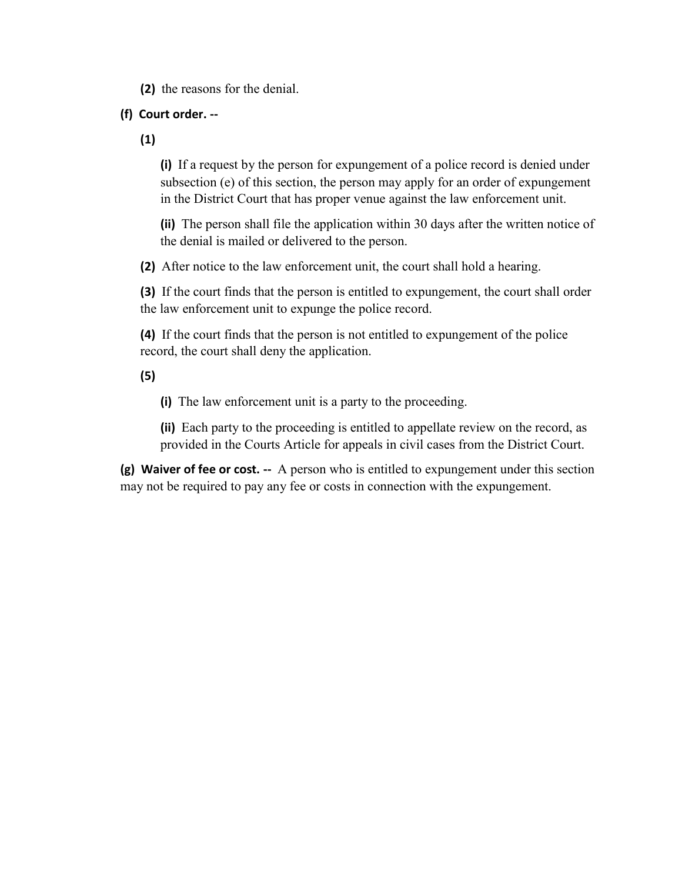**(2)** the reasons for the denial.

**(f) Court order. --**

**(1)**

**(i)** If a request by the person for expungement of a police record is denied under subsection (e) of this section, the person may apply for an order of expungement in the District Court that has proper venue against the law enforcement unit.

**(ii)** The person shall file the application within 30 days after the written notice of the denial is mailed or delivered to the person.

**(2)** After notice to the law enforcement unit, the court shall hold a hearing.

**(3)** If the court finds that the person is entitled to expungement, the court shall order the law enforcement unit to expunge the police record.

**(4)** If the court finds that the person is not entitled to expungement of the police record, the court shall deny the application.

**(5)**

**(i)** The law enforcement unit is a party to the proceeding.

**(ii)** Each party to the proceeding is entitled to appellate review on the record, as provided in the Courts Article for appeals in civil cases from the District Court.

**(g) Waiver of fee or cost. --** A person who is entitled to expungement under this section may not be required to pay any fee or costs in connection with the expungement.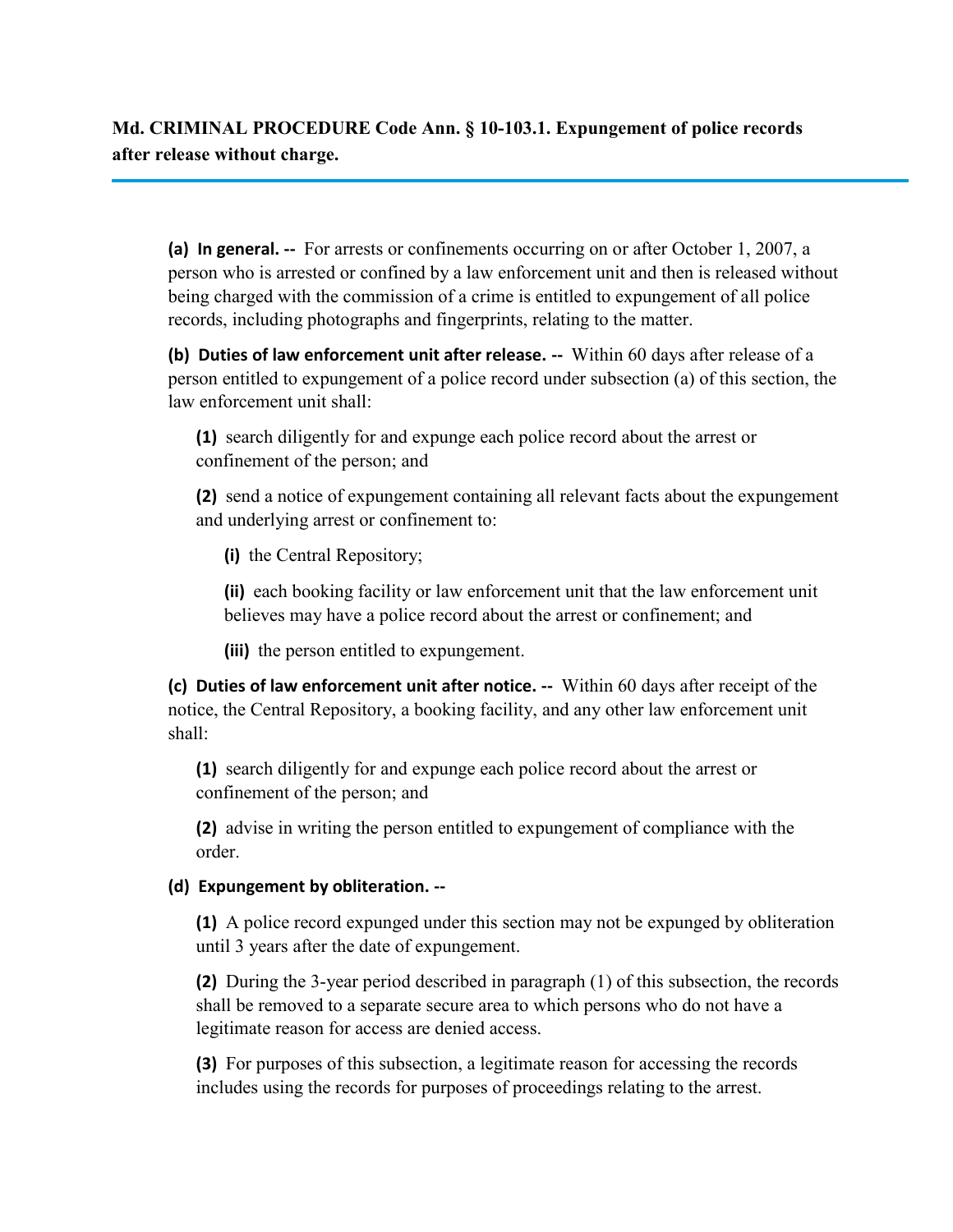**Md. CRIMINAL PROCEDURE Code Ann. § 10-103.1. Expungement of police records after release without charge.**

**(a) In general. --** For arrests or confinements occurring on or after October 1, 2007, a person who is arrested or confined by a law enforcement unit and then is released without being charged with the commission of a crime is entitled to expungement of all police records, including photographs and fingerprints, relating to the matter.

**(b) Duties of law enforcement unit after release. --** Within 60 days after release of a person entitled to expungement of a police record under subsection (a) of this section, the law enforcement unit shall:

**(1)** search diligently for and expunge each police record about the arrest or confinement of the person; and

**(2)** send a notice of expungement containing all relevant facts about the expungement and underlying arrest or confinement to:

**(i)** the Central Repository;

**(ii)** each booking facility or law enforcement unit that the law enforcement unit believes may have a police record about the arrest or confinement; and

**(iii)** the person entitled to expungement.

**(c) Duties of law enforcement unit after notice. --** Within 60 days after receipt of the notice, the Central Repository, a booking facility, and any other law enforcement unit shall:

**(1)** search diligently for and expunge each police record about the arrest or confinement of the person; and

**(2)** advise in writing the person entitled to expungement of compliance with the order.

**(d) Expungement by obliteration. --**

**(1)** A police record expunged under this section may not be expunged by obliteration until 3 years after the date of expungement.

**(2)** During the 3-year period described in paragraph (1) of this subsection, the records shall be removed to a separate secure area to which persons who do not have a legitimate reason for access are denied access.

**(3)** For purposes of this subsection, a legitimate reason for accessing the records includes using the records for purposes of proceedings relating to the arrest.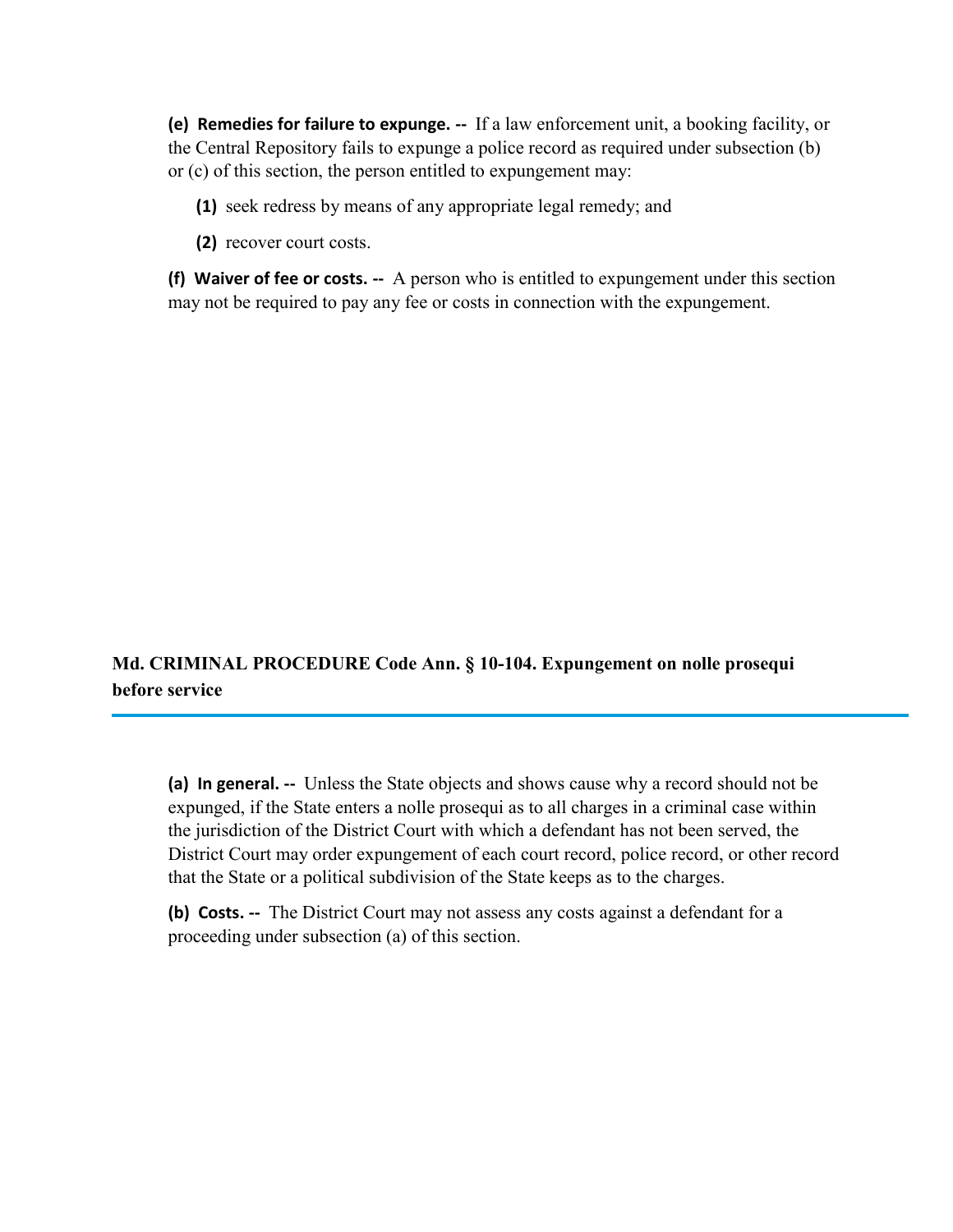**(e) Remedies for failure to expunge. --** If a law enforcement unit, a booking facility, or the Central Repository fails to expunge a police record as required under subsection (b) or (c) of this section, the person entitled to expungement may:

**(1)** seek redress by means of any appropriate legal remedy; and

**(2)** recover court costs.

**(f) Waiver of fee or costs. --** A person who is entitled to expungement under this section may not be required to pay any fee or costs in connection with the expungement.

## Md. CRIMINAL PROCEDURE Code Ann. § 10-104. Expungement on nolle prosequi before service

**(a) In general. --** Unless the State objects and shows cause why a record should not be expunged, if the State enters a nolle prosequi as to all charges in a criminal case within the jurisdiction of the District Court with which a defendant has not been served, the District Court may order expungement of each court record, police record, or other record that the State or a political subdivision of the State keeps as to the charges.

**(b) Costs. --** The District Court may not assess any costs against a defendant for a proceeding under subsection (a) of this section.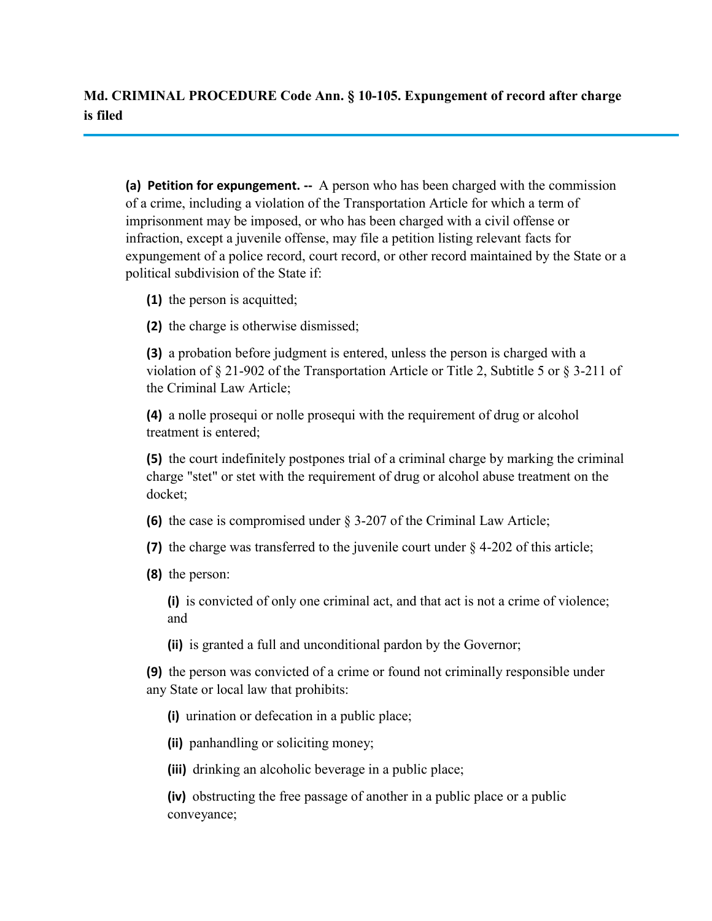**Md. CRIMINAL PROCEDURE Code Ann. § 10-105. Expungement of record after charge is filed**

---

**(a) Petition for expungement. --** A person who has been charged with the commission of a crime, including a violation of the Transportation Article for which a term of imprisonment may be imposed, or who has been charged with a civil offense or infraction, except a juvenile offense, may file a petition listing relevant facts for expungement of a police record, court record, or other record maintained by the State or a political subdivision of the State if:

- **(1)** the person is acquitted;
- **(2)** the charge is otherwise dismissed;
- **(3)** a probation before judgment is entered, unless the person is charged with a violation of § 21-902 of the Transportation Article or Title 2, Subtitle 5 or § 3-211 of the Criminal Law Article;
- **(4)** a nolle prosequi or nolle prosequi with the requirement of drug or alcohol treatment is entered;
- **(5)** the court indefinitely postpones trial of a criminal charge by marking the criminal charge "stet" or stet with the requirement of drug or alcohol abuse treatment on the docket;
- **(6)** the case is compromised under § 3-207 of the Criminal Law Article;
- **(7)** the charge was transferred to the juvenile court under § 4-202 of this article;
- **(8)** the person:
  - **(i)** is convicted of only one criminal act, and that act is not a crime of violence; and
  - **(ii)** is granted a full and unconditional pardon by the Governor;
- **(9)** the person was convicted of a crime or found not criminally responsible under any State or local law that prohibits:
  - **(i)** urination or defecation in a public place;
  - **(ii)** panhandling or soliciting money;
  - **(iii)** drinking an alcoholic beverage in a public place;
  - **(iv)** obstructing the free passage of another in a public place or a public conveyance;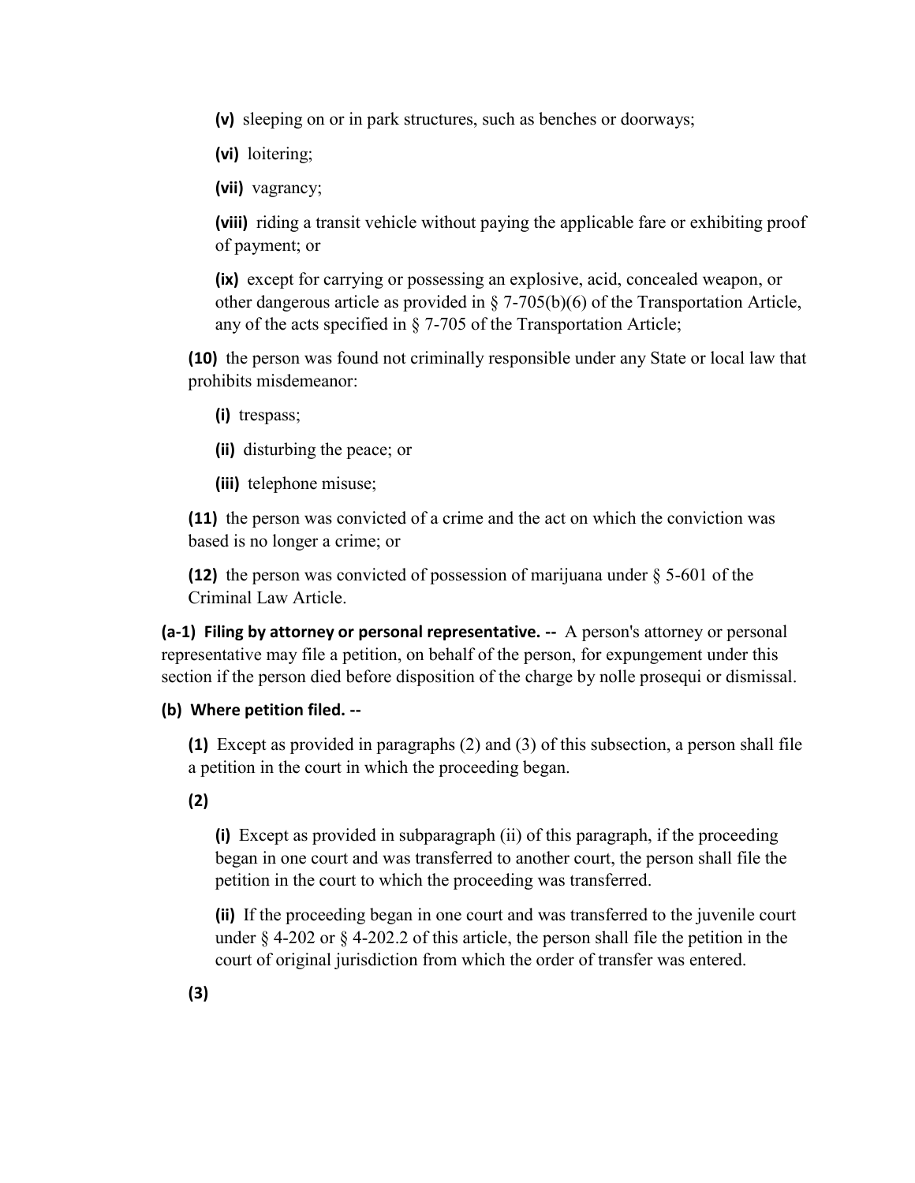**(v)** sleeping on or in park structures, such as benches or doorways;

**(vi)** loitering;

**(vii)** vagrancy;

**(viii)** riding a transit vehicle without paying the applicable fare or exhibiting proof of payment; or

**(ix)** except for carrying or possessing an explosive, acid, concealed weapon, or other dangerous article as provided in § 7-705(b)(6) of the Transportation Article, any of the acts specified in § 7-705 of the Transportation Article;

**(10)** the person was found not criminally responsible under any State or local law that prohibits misdemeanor:

**(i)** trespass;

**(ii)** disturbing the peace; or

**(iii)** telephone misuse;

**(11)** the person was convicted of a crime and the act on which the conviction was based is no longer a crime; or

**(12)** the person was convicted of possession of marijuana under § 5-601 of the Criminal Law Article.

**(a-1) Filing by attorney or personal representative. --** A person's attorney or personal representative may file a petition, on behalf of the person, for expungement under this section if the person died before disposition of the charge by nolle prosequi or dismissal.

**(b) Where petition filed. --**

**(1)** Except as provided in paragraphs (2) and (3) of this subsection, a person shall file a petition in the court in which the proceeding began.

**(2)**

**(i)** Except as provided in subparagraph (ii) of this paragraph, if the proceeding began in one court and was transferred to another court, the person shall file the petition in the court to which the proceeding was transferred.

**(ii)** If the proceeding began in one court and was transferred to the juvenile court under § 4-202 or § 4-202.2 of this article, the person shall file the petition in the court of original jurisdiction from which the order of transfer was entered.

**(3)**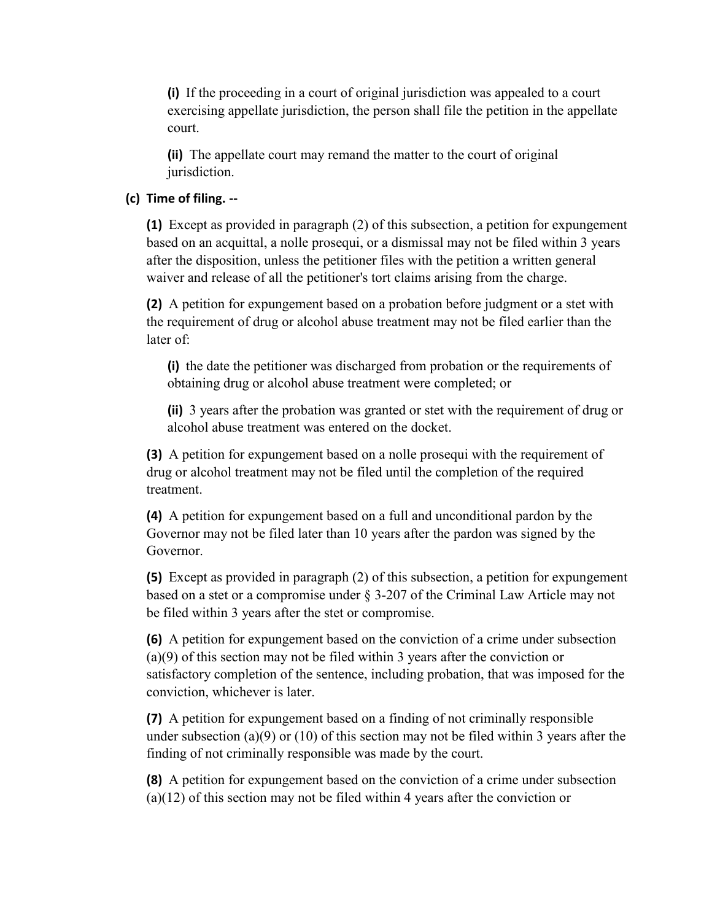**(i)** If the proceeding in a court of original jurisdiction was appealed to a court exercising appellate jurisdiction, the person shall file the petition in the appellate court.

**(ii)** The appellate court may remand the matter to the court of original jurisdiction.

**(c) Time of filing. --**

**(1)** Except as provided in paragraph (2) of this subsection, a petition for expungement based on an acquittal, a nolle prosequi, or a dismissal may not be filed within 3 years after the disposition, unless the petitioner files with the petition a written general waiver and release of all the petitioner's tort claims arising from the charge.

**(2)** A petition for expungement based on a probation before judgment or a stet with the requirement of drug or alcohol abuse treatment may not be filed earlier than the later of:

**(i)** the date the petitioner was discharged from probation or the requirements of obtaining drug or alcohol abuse treatment were completed; or

**(ii)** 3 years after the probation was granted or stet with the requirement of drug or alcohol abuse treatment was entered on the docket.

**(3)** A petition for expungement based on a nolle prosequi with the requirement of drug or alcohol treatment may not be filed until the completion of the required treatment.

**(4)** A petition for expungement based on a full and unconditional pardon by the Governor may not be filed later than 10 years after the pardon was signed by the Governor.

**(5)** Except as provided in paragraph (2) of this subsection, a petition for expungement based on a stet or a compromise under § 3-207 of the Criminal Law Article may not be filed within 3 years after the stet or compromise.

**(6)** A petition for expungement based on the conviction of a crime under subsection (a)(9) of this section may not be filed within 3 years after the conviction or satisfactory completion of the sentence, including probation, that was imposed for the conviction, whichever is later.

**(7)** A petition for expungement based on a finding of not criminally responsible under subsection (a)(9) or (10) of this section may not be filed within 3 years after the finding of not criminally responsible was made by the court.

**(8)** A petition for expungement based on the conviction of a crime under subsection (a)(12) of this section may not be filed within 4 years after the conviction or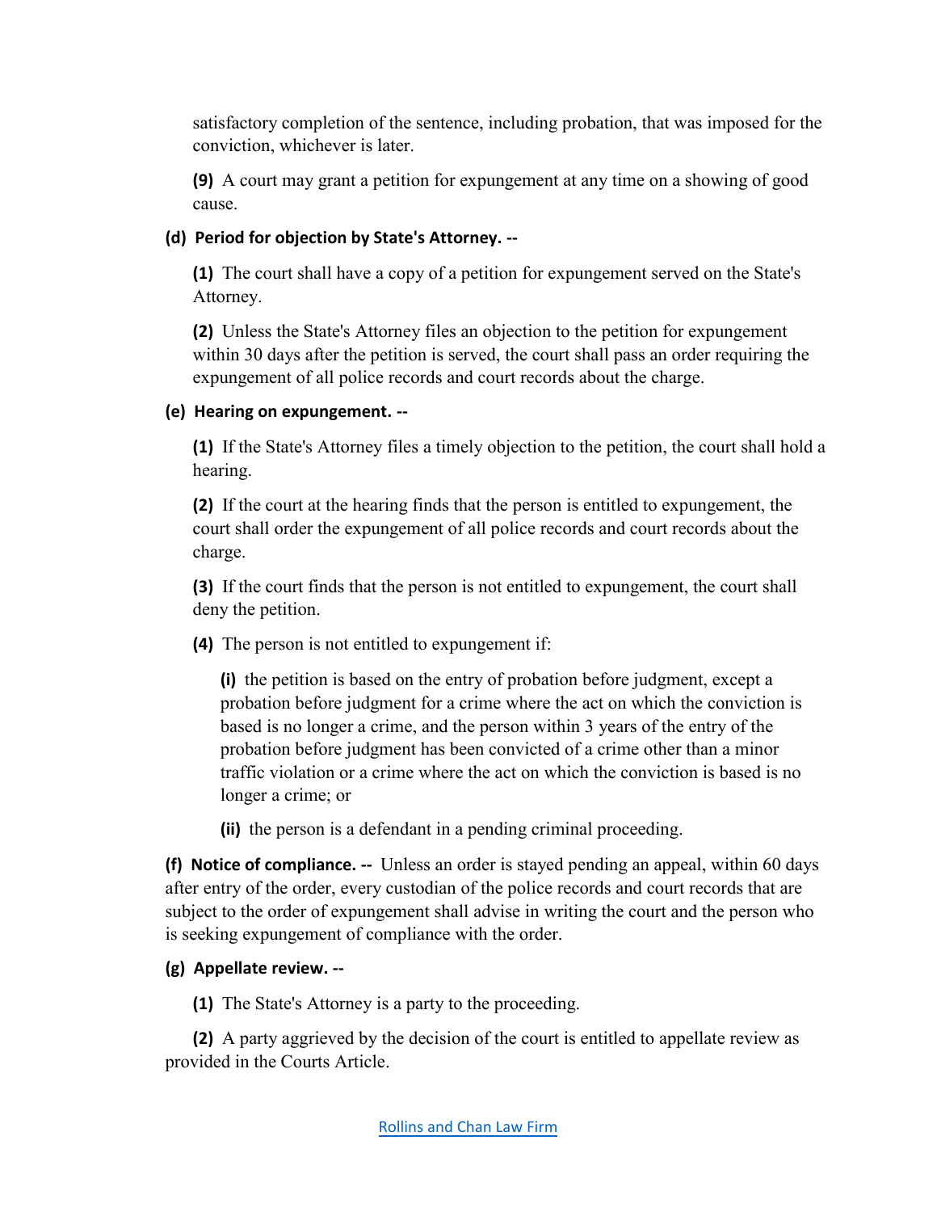satisfactory completion of the sentence, including probation, that was imposed for the conviction, whichever is later.

**(9)** A court may grant a petition for expungement at any time on a showing of good cause.

**(d) Period for objection by State's Attorney. --**

**(1)** The court shall have a copy of a petition for expungement served on the State's Attorney.

**(2)** Unless the State's Attorney files an objection to the petition for expungement within 30 days after the petition is served, the court shall pass an order requiring the expungement of all police records and court records about the charge.

**(e) Hearing on expungement. --**

**(1)** If the State's Attorney files a timely objection to the petition, the court shall hold a hearing.

**(2)** If the court at the hearing finds that the person is entitled to expungement, the court shall order the expungement of all police records and court records about the charge.

**(3)** If the court finds that the person is not entitled to expungement, the court shall deny the petition.

**(4)** The person is not entitled to expungement if:

**(i)** the petition is based on the entry of probation before judgment, except a probation before judgment for a crime where the act on which the conviction is based is no longer a crime, and the person within 3 years of the entry of the probation before judgment has been convicted of a crime other than a minor traffic violation or a crime where the act on which the conviction is based is no longer a crime; or

**(ii)** the person is a defendant in a pending criminal proceeding.

**(f) Notice of compliance. --** Unless an order is stayed pending an appeal, within 60 days after entry of the order, every custodian of the police records and court records that are subject to the order of expungement shall advise in writing the court and the person who is seeking expungement of compliance with the order.

**(g) Appellate review. --**

**(1)** The State's Attorney is a party to the proceeding.

**(2)** A party aggrieved by the decision of the court is entitled to appellate review as provided in the Courts Article.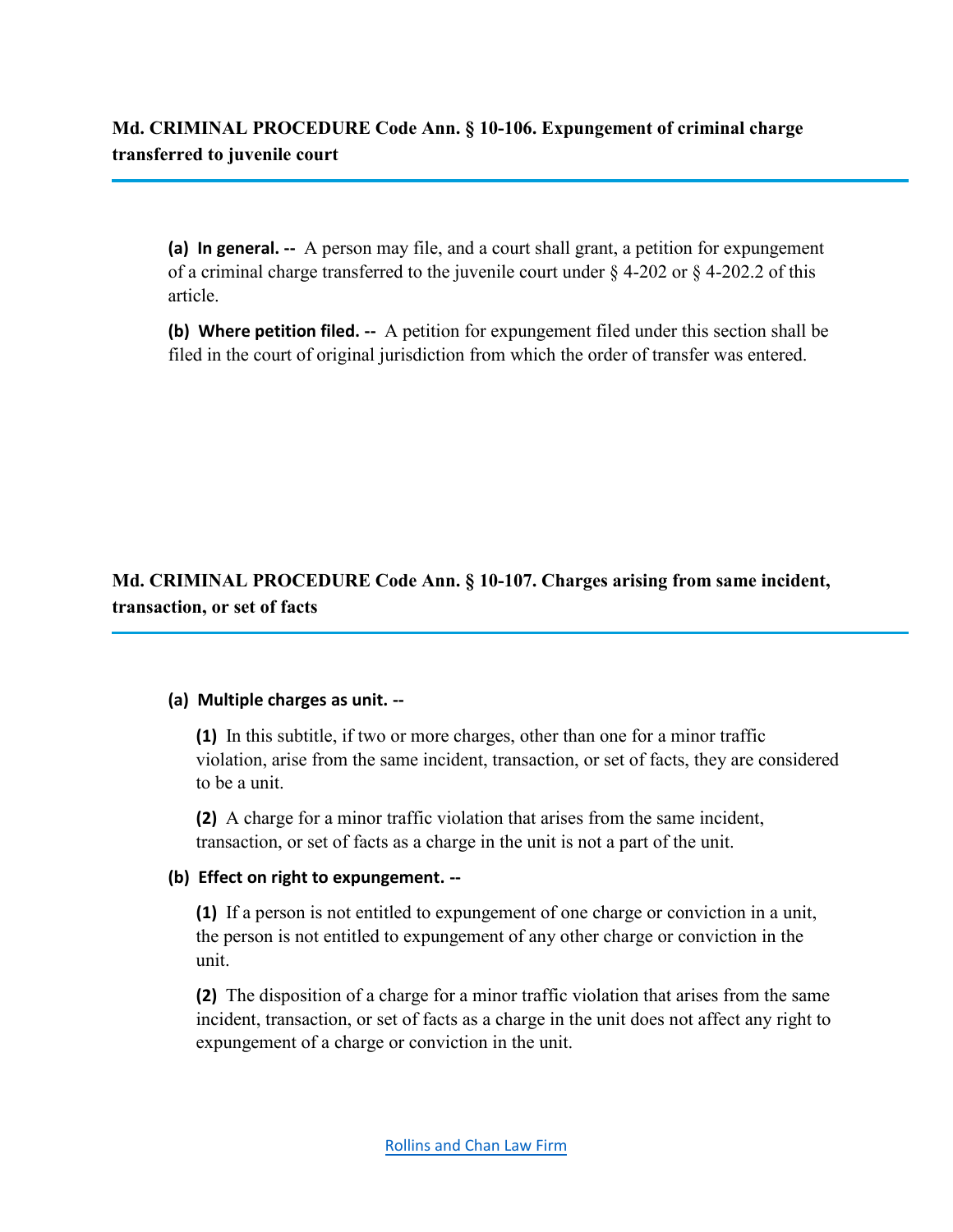## Md. CRIMINAL PROCEDURE Code Ann. § 10-106. Expungement of criminal charge transferred to juvenile court

**(a) In general. --** A person may file, and a court shall grant, a petition for expungement of a criminal charge transferred to the juvenile court under § 4-202 or § 4-202.2 of this article.

**(b) Where petition filed. --** A petition for expungement filed under this section shall be filed in the court of original jurisdiction from which the order of transfer was entered.

## Md. CRIMINAL PROCEDURE Code Ann. § 10-107. Charges arising from same incident, transaction, or set of facts

**(a) Multiple charges as unit. --**

**(1)** In this subtitle, if two or more charges, other than one for a minor traffic violation, arise from the same incident, transaction, or set of facts, they are considered to be a unit.

**(2)** A charge for a minor traffic violation that arises from the same incident, transaction, or set of facts as a charge in the unit is not a part of the unit.

**(b) Effect on right to expungement. --**

**(1)** If a person is not entitled to expungement of one charge or conviction in a unit, the person is not entitled to expungement of any other charge or conviction in the unit.

**(2)** The disposition of a charge for a minor traffic violation that arises from the same incident, transaction, or set of facts as a charge in the unit does not affect any right to expungement of a charge or conviction in the unit.

Rollins and Chan Law Firm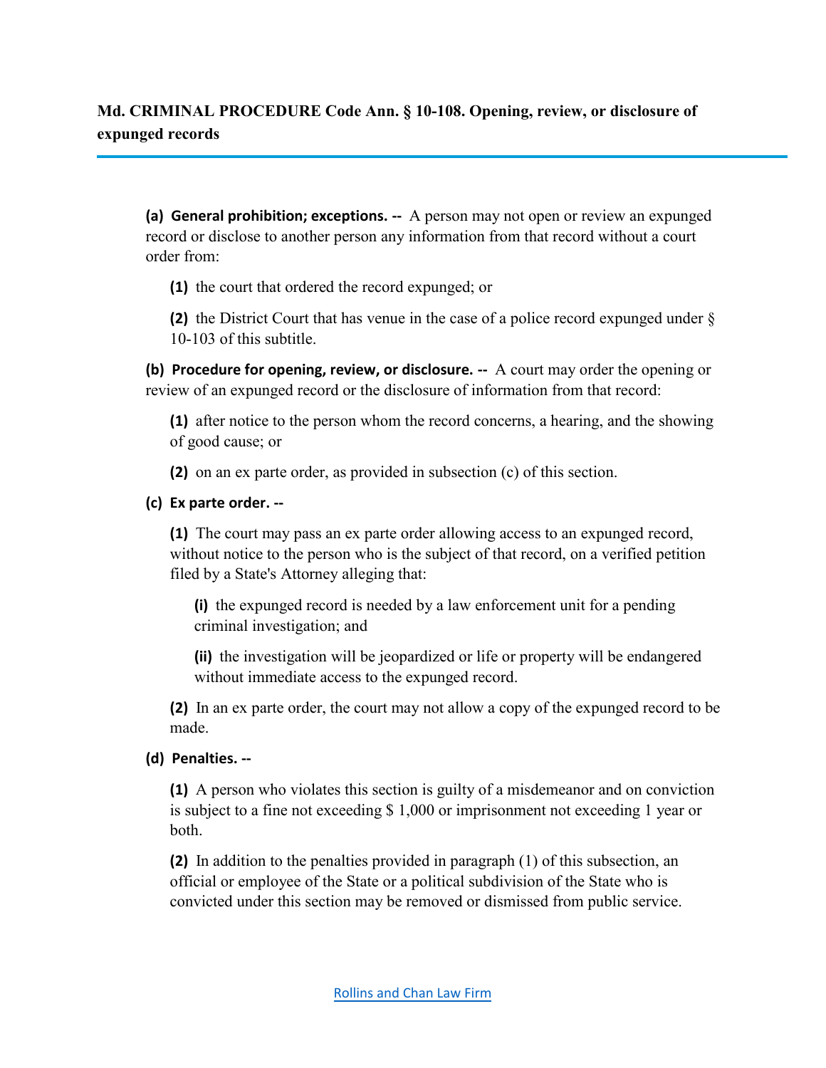## Md. CRIMINAL PROCEDURE Code Ann. § 10-108. Opening, review, or disclosure of expunged records

**(a) General prohibition; exceptions. --** A person may not open or review an expunged record or disclose to another person any information from that record without a court order from:

**(1)** the court that ordered the record expunged; or

**(2)** the District Court that has venue in the case of a police record expunged under § 10-103 of this subtitle.

**(b) Procedure for opening, review, or disclosure. --** A court may order the opening or review of an expunged record or the disclosure of information from that record:

**(1)** after notice to the person whom the record concerns, a hearing, and the showing of good cause; or

**(2)** on an ex parte order, as provided in subsection (c) of this section.

**(c) Ex parte order. --**

**(1)** The court may pass an ex parte order allowing access to an expunged record, without notice to the person who is the subject of that record, on a verified petition filed by a State's Attorney alleging that:

**(i)** the expunged record is needed by a law enforcement unit for a pending criminal investigation; and

**(ii)** the investigation will be jeopardized or life or property will be endangered without immediate access to the expunged record.

**(2)** In an ex parte order, the court may not allow a copy of the expunged record to be made.

**(d) Penalties. --**

**(1)** A person who violates this section is guilty of a misdemeanor and on conviction is subject to a fine not exceeding $ 1,000 or imprisonment not exceeding 1 year or both.

**(2)** In addition to the penalties provided in paragraph (1) of this subsection, an official or employee of the State or a political subdivision of the State who is convicted under this section may be removed or dismissed from public service.

Rollins and Chan Law Firm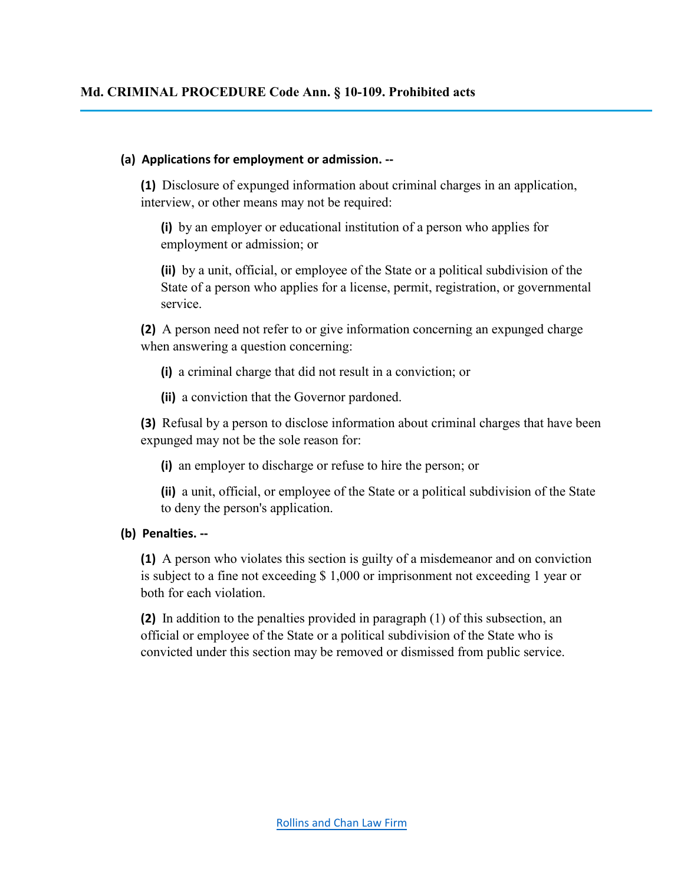## Md. CRIMINAL PROCEDURE Code Ann. § 10-109. Prohibited acts

**(a) Applications for employment or admission. --**

**(1)** Disclosure of expunged information about criminal charges in an application, interview, or other means may not be required:

**(i)** by an employer or educational institution of a person who applies for employment or admission; or

**(ii)** by a unit, official, or employee of the State or a political subdivision of the State of a person who applies for a license, permit, registration, or governmental service.

**(2)** A person need not refer to or give information concerning an expunged charge when answering a question concerning:

**(i)** a criminal charge that did not result in a conviction; or

**(ii)** a conviction that the Governor pardoned.

**(3)** Refusal by a person to disclose information about criminal charges that have been expunged may not be the sole reason for:

**(i)** an employer to discharge or refuse to hire the person; or

**(ii)** a unit, official, or employee of the State or a political subdivision of the State to deny the person's application.

**(b) Penalties. --**

**(1)** A person who violates this section is guilty of a misdemeanor and on conviction is subject to a fine not exceeding $ 1,000 or imprisonment not exceeding 1 year or both for each violation.

**(2)** In addition to the penalties provided in paragraph (1) of this subsection, an official or employee of the State or a political subdivision of the State who is convicted under this section may be removed or dismissed from public service.

Rollins and Chan Law Firm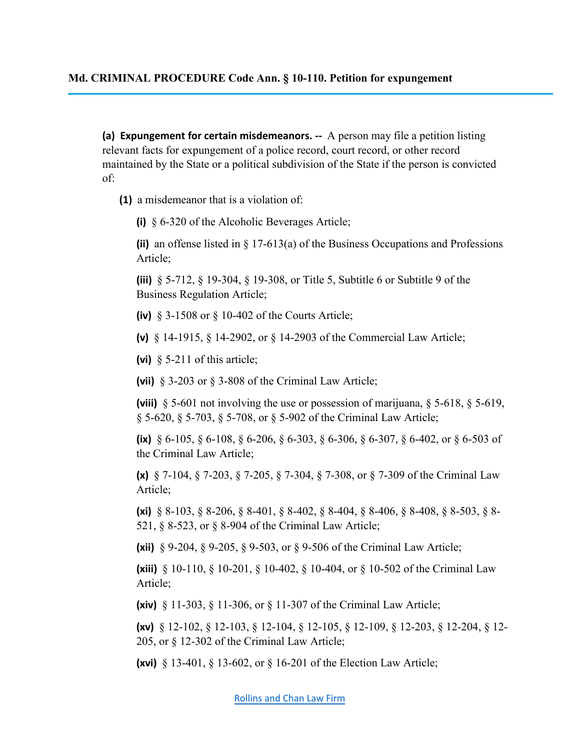## Md. CRIMINAL PROCEDURE Code Ann. § 10-110. Petition for expungement

**(a) Expungement for certain misdemeanors. --** A person may file a petition listing relevant facts for expungement of a police record, court record, or other record maintained by the State or a political subdivision of the State if the person is convicted of:

**(1)** a misdemeanor that is a violation of:

**(i)** § 6-320 of the Alcoholic Beverages Article;

**(ii)** an offense listed in § 17-613(a) of the Business Occupations and Professions Article;

**(iii)** § 5-712, § 19-304, § 19-308, or Title 5, Subtitle 6 or Subtitle 9 of the Business Regulation Article;

**(iv)** § 3-1508 or § 10-402 of the Courts Article;

**(v)** § 14-1915, § 14-2902, or § 14-2903 of the Commercial Law Article;

**(vi)** § 5-211 of this article;

**(vii)** § 3-203 or § 3-808 of the Criminal Law Article;

**(viii)** § 5-601 not involving the use or possession of marijuana, § 5-618, § 5-619, § 5-620, § 5-703, § 5-708, or § 5-902 of the Criminal Law Article;

**(ix)** § 6-105, § 6-108, § 6-206, § 6-303, § 6-306, § 6-307, § 6-402, or § 6-503 of the Criminal Law Article;

**(x)** § 7-104, § 7-203, § 7-205, § 7-304, § 7-308, or § 7-309 of the Criminal Law Article;

**(xi)** § 8-103, § 8-206, § 8-401, § 8-402, § 8-404, § 8-406, § 8-408, § 8-503, § 8-521, § 8-523, or § 8-904 of the Criminal Law Article;

**(xii)** § 9-204, § 9-205, § 9-503, or § 9-506 of the Criminal Law Article;

**(xiii)** § 10-110, § 10-201, § 10-402, § 10-404, or § 10-502 of the Criminal Law Article;

**(xiv)** § 11-303, § 11-306, or § 11-307 of the Criminal Law Article;

**(xv)** § 12-102, § 12-103, § 12-104, § 12-105, § 12-109, § 12-203, § 12-204, § 12-205, or § 12-302 of the Criminal Law Article;

**(xvi)** § 13-401, § 13-602, or § 16-201 of the Election Law Article;

Rollins and Chan Law Firm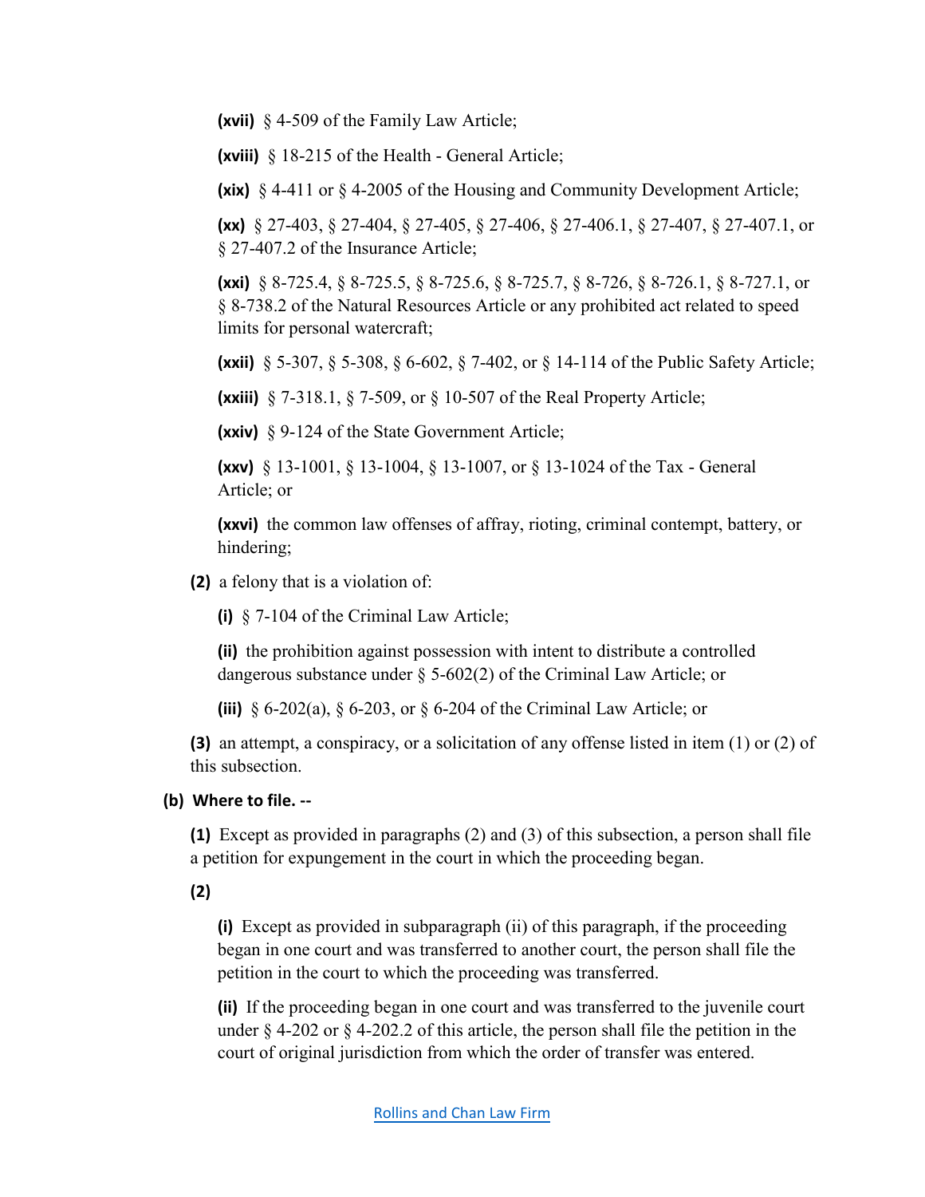**(xvii)** § 4-509 of the Family Law Article;

**(xviii)** § 18-215 of the Health - General Article;

**(xix)** § 4-411 or § 4-2005 of the Housing and Community Development Article;

**(xx)** § 27-403, § 27-404, § 27-405, § 27-406, § 27-406.1, § 27-407, § 27-407.1, or § 27-407.2 of the Insurance Article;

**(xxi)** § 8-725.4, § 8-725.5, § 8-725.6, § 8-725.7, § 8-726, § 8-726.1, § 8-727.1, or § 8-738.2 of the Natural Resources Article or any prohibited act related to speed limits for personal watercraft;

**(xxii)** § 5-307, § 5-308, § 6-602, § 7-402, or § 14-114 of the Public Safety Article;

**(xxiii)** § 7-318.1, § 7-509, or § 10-507 of the Real Property Article;

**(xxiv)** § 9-124 of the State Government Article;

**(xxv)** § 13-1001, § 13-1004, § 13-1007, or § 13-1024 of the Tax - General Article; or

**(xxvi)** the common law offenses of affray, rioting, criminal contempt, battery, or hindering;

**(2)** a felony that is a violation of:

**(i)** § 7-104 of the Criminal Law Article;

**(ii)** the prohibition against possession with intent to distribute a controlled dangerous substance under § 5-602(2) of the Criminal Law Article; or

**(iii)** § 6-202(a), § 6-203, or § 6-204 of the Criminal Law Article; or

**(3)** an attempt, a conspiracy, or a solicitation of any offense listed in item (1) or (2) of this subsection.

**(b) Where to file. --**

**(1)** Except as provided in paragraphs (2) and (3) of this subsection, a person shall file a petition for expungement in the court in which the proceeding began.

**(2)**

**(i)** Except as provided in subparagraph (ii) of this paragraph, if the proceeding began in one court and was transferred to another court, the person shall file the petition in the court to which the proceeding was transferred.

**(ii)** If the proceeding began in one court and was transferred to the juvenile court under § 4-202 or § 4-202.2 of this article, the person shall file the petition in the court of original jurisdiction from which the order of transfer was entered.

Rollins and Chan Law Firm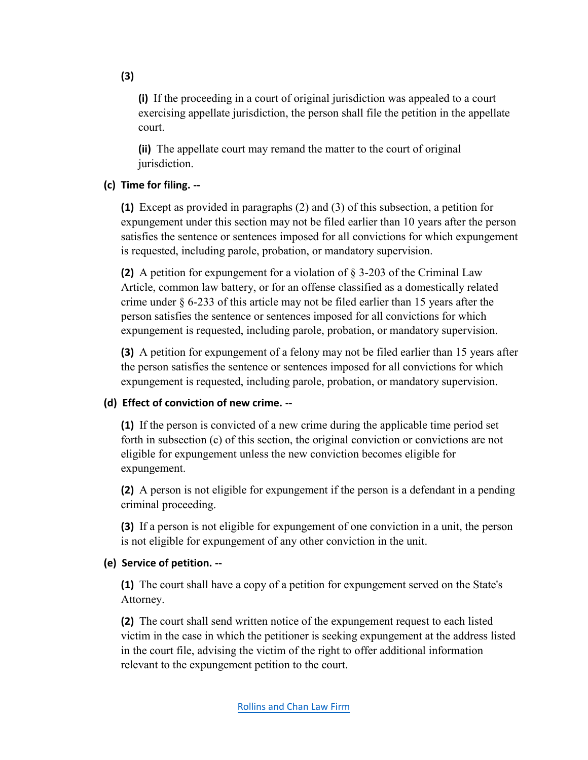**(3)**

**(i)** If the proceeding in a court of original jurisdiction was appealed to a court exercising appellate jurisdiction, the person shall file the petition in the appellate court.

**(ii)** The appellate court may remand the matter to the court of original jurisdiction.

**(c) Time for filing. --**

**(1)** Except as provided in paragraphs (2) and (3) of this subsection, a petition for expungement under this section may not be filed earlier than 10 years after the person satisfies the sentence or sentences imposed for all convictions for which expungement is requested, including parole, probation, or mandatory supervision.

**(2)** A petition for expungement for a violation of § 3-203 of the Criminal Law Article, common law battery, or for an offense classified as a domestically related crime under § 6-233 of this article may not be filed earlier than 15 years after the person satisfies the sentence or sentences imposed for all convictions for which expungement is requested, including parole, probation, or mandatory supervision.

**(3)** A petition for expungement of a felony may not be filed earlier than 15 years after the person satisfies the sentence or sentences imposed for all convictions for which expungement is requested, including parole, probation, or mandatory supervision.

**(d) Effect of conviction of new crime. --**

**(1)** If the person is convicted of a new crime during the applicable time period set forth in subsection (c) of this section, the original conviction or convictions are not eligible for expungement unless the new conviction becomes eligible for expungement.

**(2)** A person is not eligible for expungement if the person is a defendant in a pending criminal proceeding.

**(3)** If a person is not eligible for expungement of one conviction in a unit, the person is not eligible for expungement of any other conviction in the unit.

**(e) Service of petition. --**

**(1)** The court shall have a copy of a petition for expungement served on the State's Attorney.

**(2)** The court shall send written notice of the expungement request to each listed victim in the case in which the petitioner is seeking expungement at the address listed in the court file, advising the victim of the right to offer additional information relevant to the expungement petition to the court.

Rollins and Chan Law Firm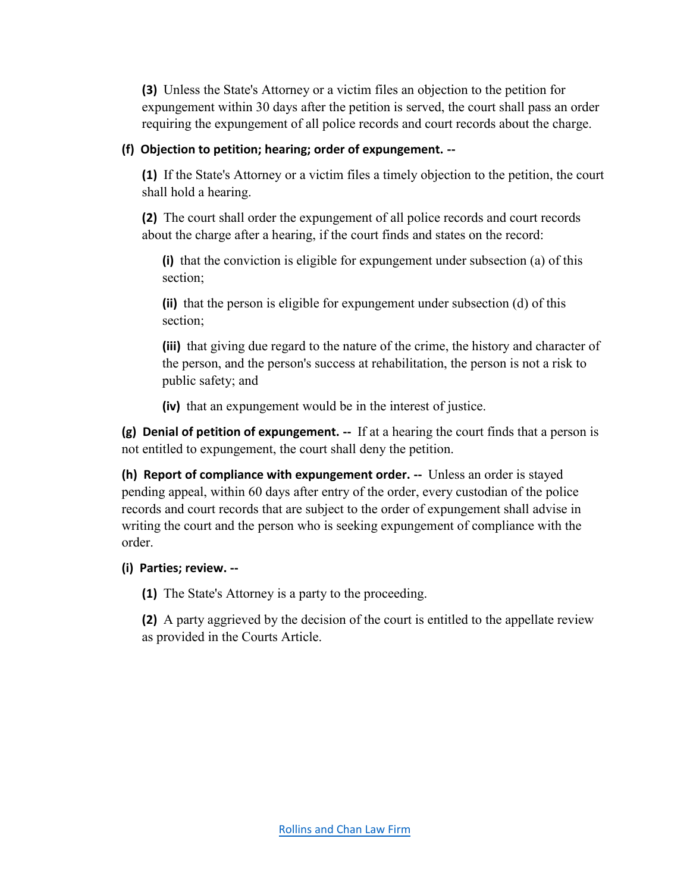**(3)** Unless the State's Attorney or a victim files an objection to the petition for expungement within 30 days after the petition is served, the court shall pass an order requiring the expungement of all police records and court records about the charge.

**(f) Objection to petition; hearing; order of expungement. --**

**(1)** If the State's Attorney or a victim files a timely objection to the petition, the court shall hold a hearing.

**(2)** The court shall order the expungement of all police records and court records about the charge after a hearing, if the court finds and states on the record:

**(i)** that the conviction is eligible for expungement under subsection (a) of this section;

**(ii)** that the person is eligible for expungement under subsection (d) of this section;

**(iii)** that giving due regard to the nature of the crime, the history and character of the person, and the person's success at rehabilitation, the person is not a risk to public safety; and

**(iv)** that an expungement would be in the interest of justice.

**(g) Denial of petition of expungement. --** If at a hearing the court finds that a person is not entitled to expungement, the court shall deny the petition.

**(h) Report of compliance with expungement order. --** Unless an order is stayed pending appeal, within 60 days after entry of the order, every custodian of the police records and court records that are subject to the order of expungement shall advise in writing the court and the person who is seeking expungement of compliance with the order.

**(i) Parties; review. --**

**(1)** The State's Attorney is a party to the proceeding.

**(2)** A party aggrieved by the decision of the court is entitled to the appellate review as provided in the Courts Article.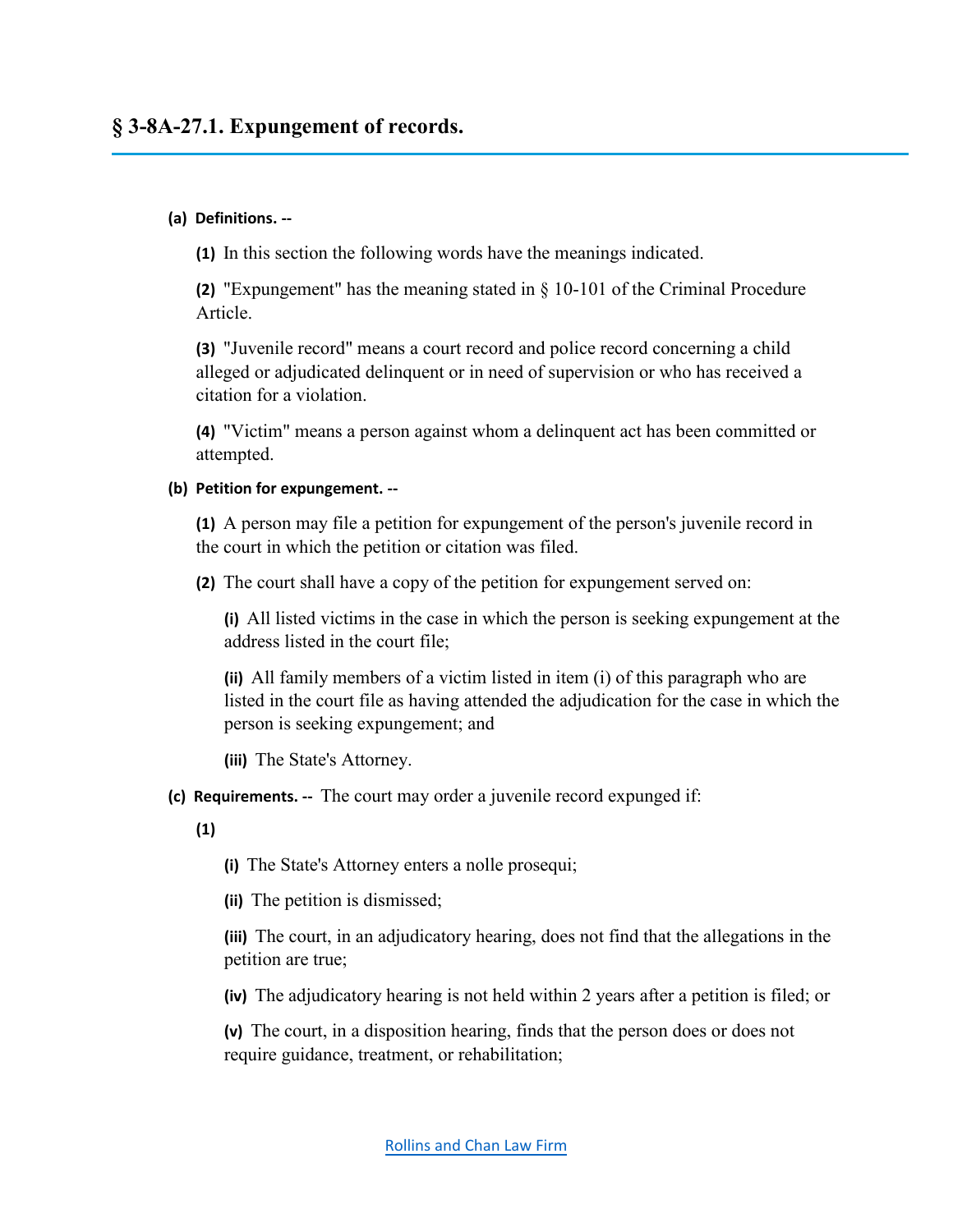## § 3-8A-27.1. Expungement of records.

**(a) Definitions. --**

**(1)** In this section the following words have the meanings indicated.

**(2)** "Expungement" has the meaning stated in § 10-101 of the Criminal Procedure Article.

**(3)** "Juvenile record" means a court record and police record concerning a child alleged or adjudicated delinquent or in need of supervision or who has received a citation for a violation.

**(4)** "Victim" means a person against whom a delinquent act has been committed or attempted.

**(b) Petition for expungement. --**

**(1)** A person may file a petition for expungement of the person's juvenile record in the court in which the petition or citation was filed.

**(2)** The court shall have a copy of the petition for expungement served on:

**(i)** All listed victims in the case in which the person is seeking expungement at the address listed in the court file;

**(ii)** All family members of a victim listed in item (i) of this paragraph who are listed in the court file as having attended the adjudication for the case in which the person is seeking expungement; and

**(iii)** The State's Attorney.

**(c) Requirements. --** The court may order a juvenile record expunged if:

**(1)**

**(i)** The State's Attorney enters a nolle prosequi;

**(ii)** The petition is dismissed;

**(iii)** The court, in an adjudicatory hearing, does not find that the allegations in the petition are true;

**(iv)** The adjudicatory hearing is not held within 2 years after a petition is filed; or

**(v)** The court, in a disposition hearing, finds that the person does or does not require guidance, treatment, or rehabilitation;

Rollins and Chan Law Firm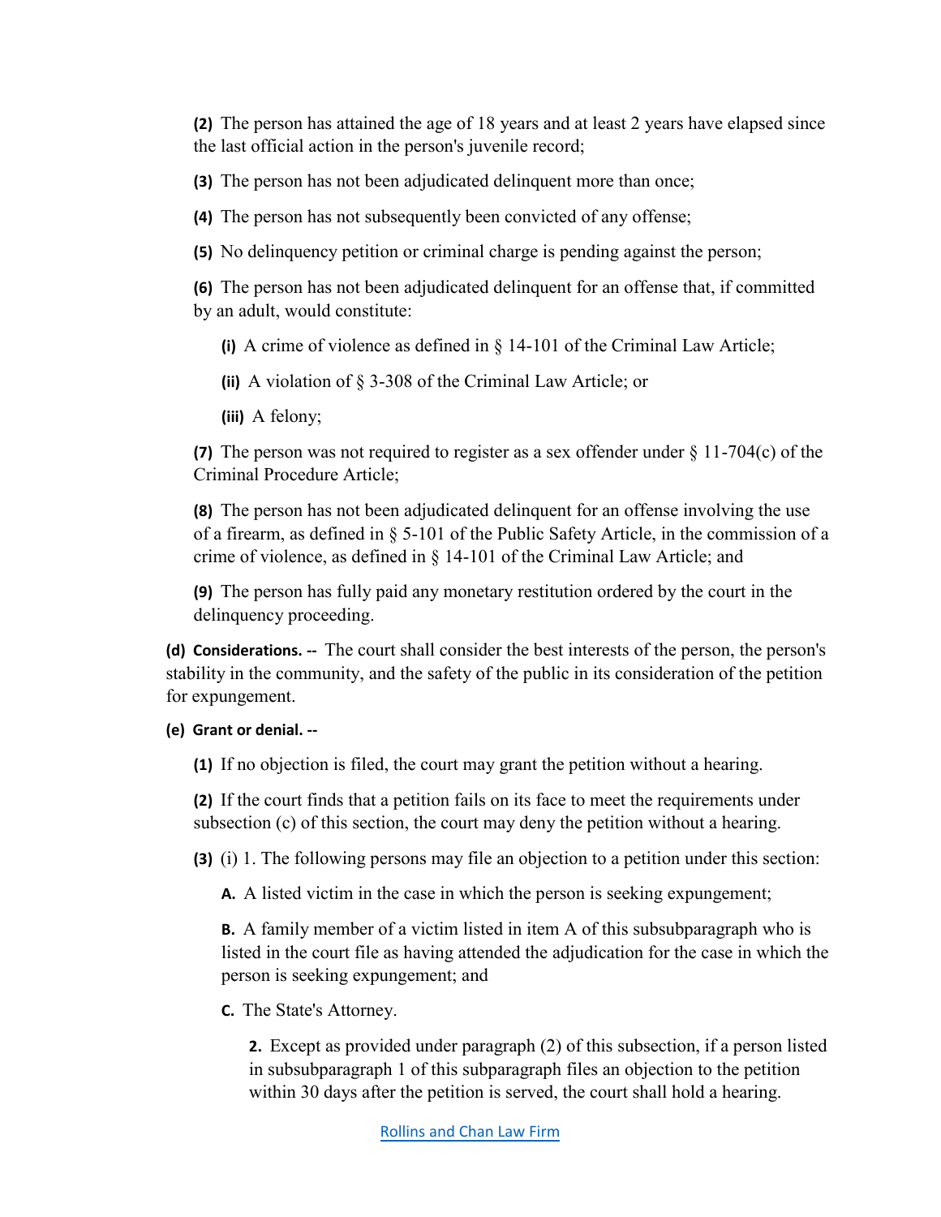**(2)** The person has attained the age of 18 years and at least 2 years have elapsed since the last official action in the person's juvenile record;

**(3)** The person has not been adjudicated delinquent more than once;

**(4)** The person has not subsequently been convicted of any offense;

**(5)** No delinquency petition or criminal charge is pending against the person;

**(6)** The person has not been adjudicated delinquent for an offense that, if committed by an adult, would constitute:

**(i)** A crime of violence as defined in § 14-101 of the Criminal Law Article;

**(ii)** A violation of § 3-308 of the Criminal Law Article; or

**(iii)** A felony;

**(7)** The person was not required to register as a sex offender under § 11-704(c) of the Criminal Procedure Article;

**(8)** The person has not been adjudicated delinquent for an offense involving the use of a firearm, as defined in § 5-101 of the Public Safety Article, in the commission of a crime of violence, as defined in § 14-101 of the Criminal Law Article; and

**(9)** The person has fully paid any monetary restitution ordered by the court in the delinquency proceeding.

**(d) Considerations. --** The court shall consider the best interests of the person, the person's stability in the community, and the safety of the public in its consideration of the petition for expungement.

**(e) Grant or denial. --**

**(1)** If no objection is filed, the court may grant the petition without a hearing.

**(2)** If the court finds that a petition fails on its face to meet the requirements under subsection (c) of this section, the court may deny the petition without a hearing.

**(3)** (i) 1. The following persons may file an objection to a petition under this section:

**A.** A listed victim in the case in which the person is seeking expungement;

**B.** A family member of a victim listed in item A of this subsubparagraph who is listed in the court file as having attended the adjudication for the case in which the person is seeking expungement; and

**C.** The State's Attorney.

**2.** Except as provided under paragraph (2) of this subsection, if a person listed in subsubparagraph 1 of this subparagraph files an objection to the petition within 30 days after the petition is served, the court shall hold a hearing.

Rollins and Chan Law Firm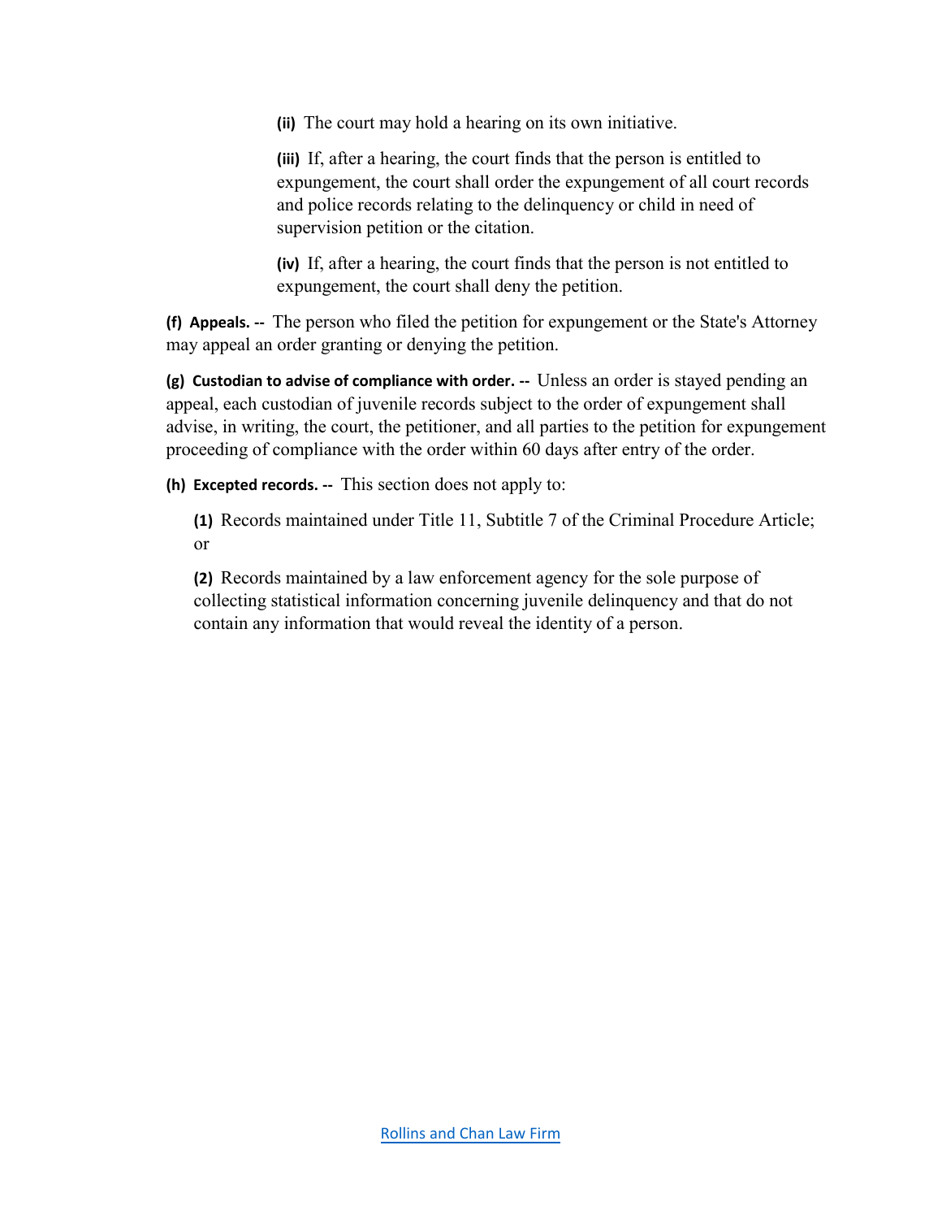**(ii)** The court may hold a hearing on its own initiative.

**(iii)** If, after a hearing, the court finds that the person is entitled to expungement, the court shall order the expungement of all court records and police records relating to the delinquency or child in need of supervision petition or the citation.

**(iv)** If, after a hearing, the court finds that the person is not entitled to expungement, the court shall deny the petition.

**(f) Appeals. --** The person who filed the petition for expungement or the State's Attorney may appeal an order granting or denying the petition.

**(g) Custodian to advise of compliance with order. --** Unless an order is stayed pending an appeal, each custodian of juvenile records subject to the order of expungement shall advise, in writing, the court, the petitioner, and all parties to the petition for expungement proceeding of compliance with the order within 60 days after entry of the order.

**(h) Excepted records. --** This section does not apply to:

**(1)** Records maintained under Title 11, Subtitle 7 of the Criminal Procedure Article; or

**(2)** Records maintained by a law enforcement agency for the sole purpose of collecting statistical information concerning juvenile delinquency and that do not contain any information that would reveal the identity of a person.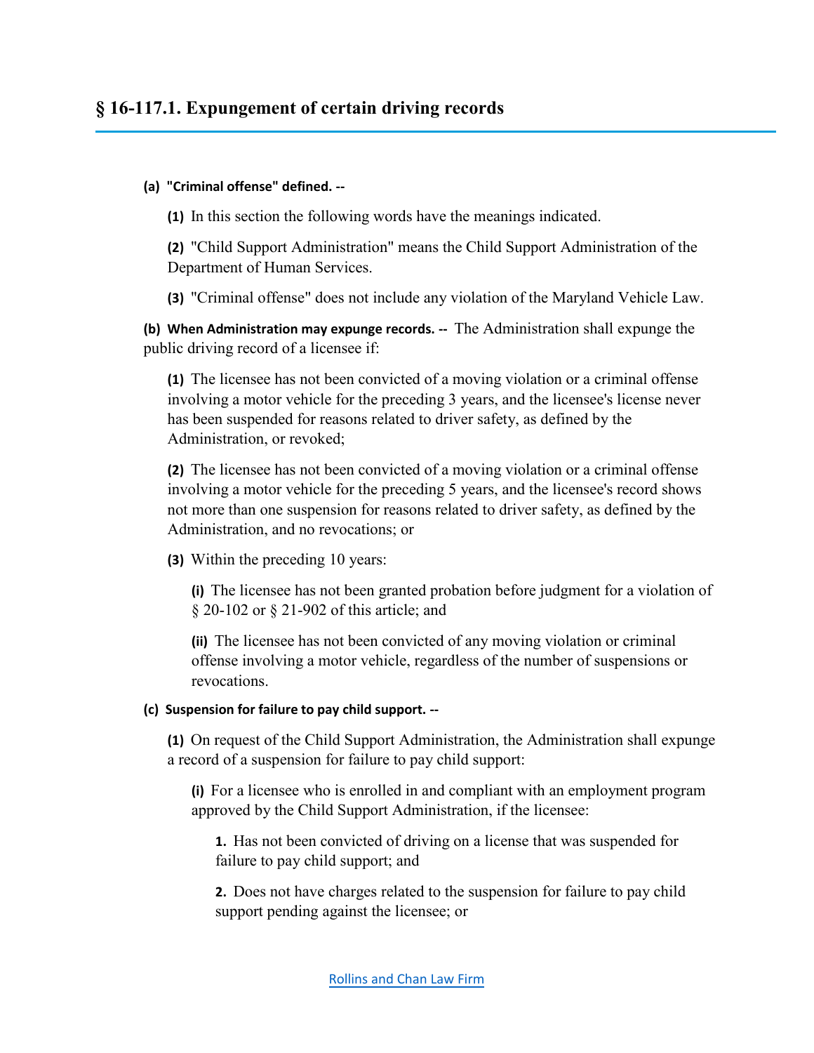## § 16-117.1. Expungement of certain driving records

**(a) "Criminal offense" defined. --**

**(1)** In this section the following words have the meanings indicated.

**(2)** "Child Support Administration" means the Child Support Administration of the Department of Human Services.

**(3)** "Criminal offense" does not include any violation of the Maryland Vehicle Law.

**(b) When Administration may expunge records. --** The Administration shall expunge the public driving record of a licensee if:

**(1)** The licensee has not been convicted of a moving violation or a criminal offense involving a motor vehicle for the preceding 3 years, and the licensee's license never has been suspended for reasons related to driver safety, as defined by the Administration, or revoked;

**(2)** The licensee has not been convicted of a moving violation or a criminal offense involving a motor vehicle for the preceding 5 years, and the licensee's record shows not more than one suspension for reasons related to driver safety, as defined by the Administration, and no revocations; or

**(3)** Within the preceding 10 years:

**(i)** The licensee has not been granted probation before judgment for a violation of § 20-102 or § 21-902 of this article; and

**(ii)** The licensee has not been convicted of any moving violation or criminal offense involving a motor vehicle, regardless of the number of suspensions or revocations.

**(c) Suspension for failure to pay child support. --**

**(1)** On request of the Child Support Administration, the Administration shall expunge a record of a suspension for failure to pay child support:

**(i)** For a licensee who is enrolled in and compliant with an employment program approved by the Child Support Administration, if the licensee:

**1.** Has not been convicted of driving on a license that was suspended for failure to pay child support; and

**2.** Does not have charges related to the suspension for failure to pay child support pending against the licensee; or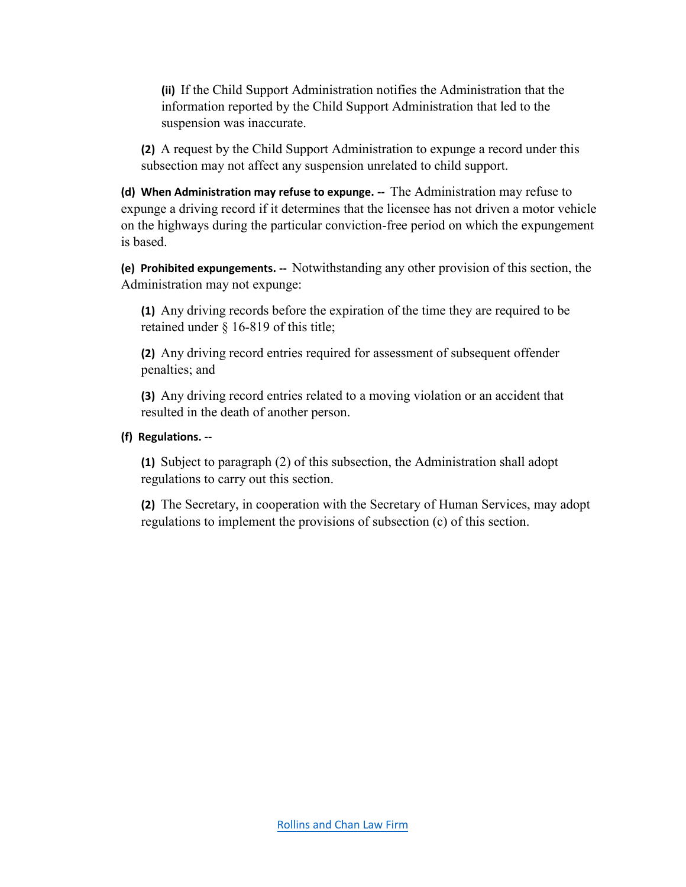**(ii)** If the Child Support Administration notifies the Administration that the information reported by the Child Support Administration that led to the suspension was inaccurate.

**(2)** A request by the Child Support Administration to expunge a record under this subsection may not affect any suspension unrelated to child support.

**(d) When Administration may refuse to expunge. --** The Administration may refuse to expunge a driving record if it determines that the licensee has not driven a motor vehicle on the highways during the particular conviction-free period on which the expungement is based.

**(e) Prohibited expungements. --** Notwithstanding any other provision of this section, the Administration may not expunge:

**(1)** Any driving records before the expiration of the time they are required to be retained under § 16-819 of this title;

**(2)** Any driving record entries required for assessment of subsequent offender penalties; and

**(3)** Any driving record entries related to a moving violation or an accident that resulted in the death of another person.

**(f) Regulations. --**

**(1)** Subject to paragraph (2) of this subsection, the Administration shall adopt regulations to carry out this section.

**(2)** The Secretary, in cooperation with the Secretary of Human Services, may adopt regulations to implement the provisions of subsection (c) of this section.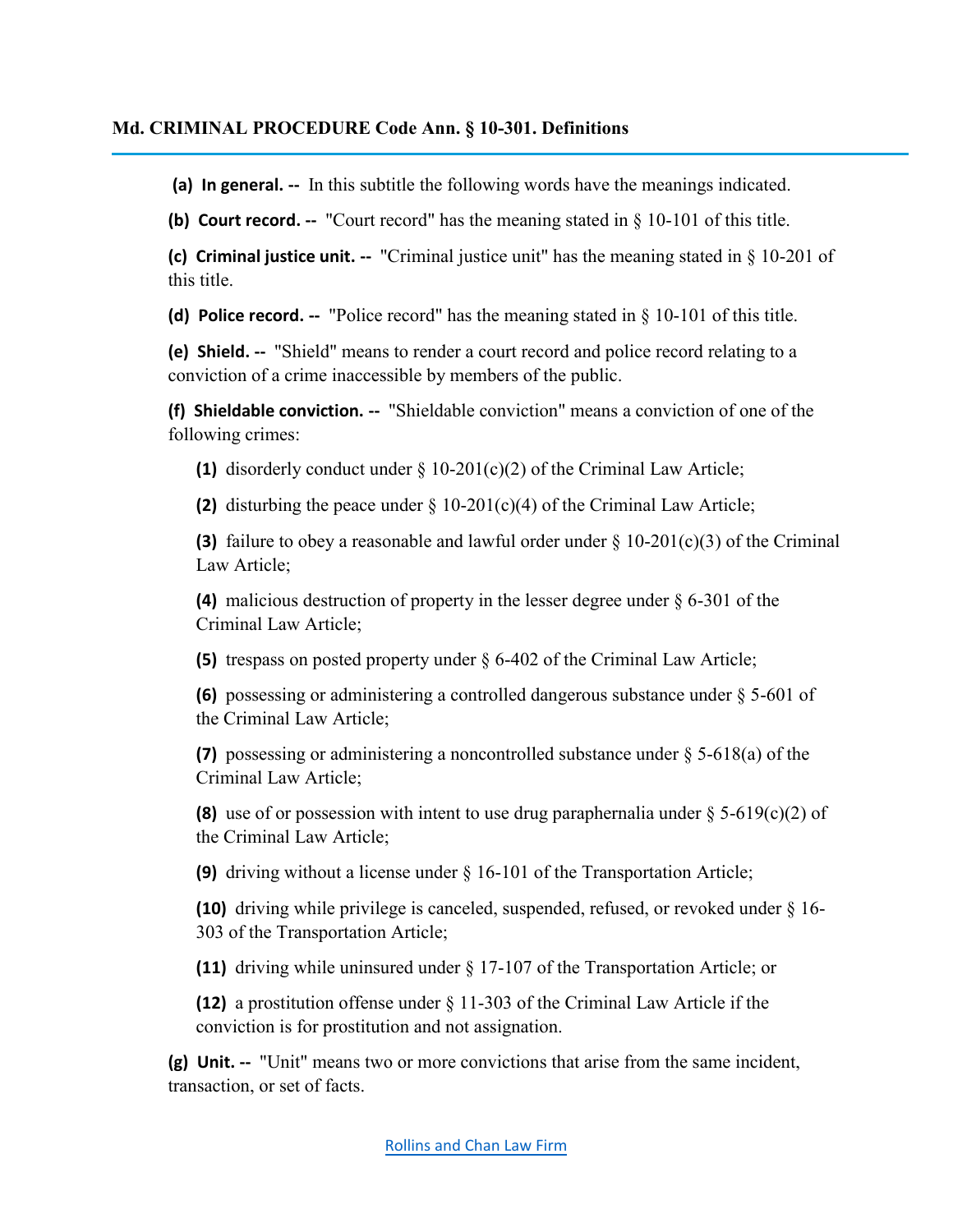## Md. CRIMINAL PROCEDURE Code Ann. § 10-301. Definitions

**(a) In general. --** In this subtitle the following words have the meanings indicated.

**(b) Court record. --** "Court record" has the meaning stated in § 10-101 of this title.

**(c) Criminal justice unit. --** "Criminal justice unit" has the meaning stated in § 10-201 of this title.

**(d) Police record. --** "Police record" has the meaning stated in § 10-101 of this title.

**(e) Shield. --** "Shield" means to render a court record and police record relating to a conviction of a crime inaccessible by members of the public.

**(f) Shieldable conviction. --** "Shieldable conviction" means a conviction of one of the following crimes:

> **(1)** disorderly conduct under § 10-201(c)(2) of the Criminal Law Article;
>
> **(2)** disturbing the peace under § 10-201(c)(4) of the Criminal Law Article;
>
> **(3)** failure to obey a reasonable and lawful order under § 10-201(c)(3) of the Criminal Law Article;
>
> **(4)** malicious destruction of property in the lesser degree under § 6-301 of the Criminal Law Article;
>
> **(5)** trespass on posted property under § 6-402 of the Criminal Law Article;
>
> **(6)** possessing or administering a controlled dangerous substance under § 5-601 of the Criminal Law Article;
>
> **(7)** possessing or administering a noncontrolled substance under § 5-618(a) of the Criminal Law Article;
>
> **(8)** use of or possession with intent to use drug paraphernalia under § 5-619(c)(2) of the Criminal Law Article;
>
> **(9)** driving without a license under § 16-101 of the Transportation Article;
>
> **(10)** driving while privilege is canceled, suspended, refused, or revoked under § 16-303 of the Transportation Article;
>
> **(11)** driving while uninsured under § 17-107 of the Transportation Article; or
>
> **(12)** a prostitution offense under § 11-303 of the Criminal Law Article if the conviction is for prostitution and not assignation.

**(g) Unit. --** "Unit" means two or more convictions that arise from the same incident, transaction, or set of facts.

Rollins and Chan Law Firm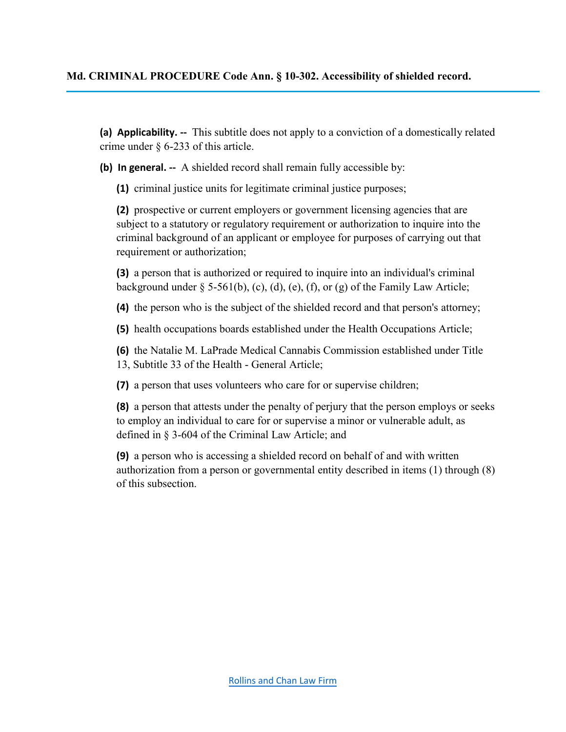## Md. CRIMINAL PROCEDURE Code Ann. § 10-302. Accessibility of shielded record.

**(a) Applicability. --** This subtitle does not apply to a conviction of a domestically related crime under § 6-233 of this article.

**(b) In general. --** A shielded record shall remain fully accessible by:

**(1)** criminal justice units for legitimate criminal justice purposes;

**(2)** prospective or current employers or government licensing agencies that are subject to a statutory or regulatory requirement or authorization to inquire into the criminal background of an applicant or employee for purposes of carrying out that requirement or authorization;

**(3)** a person that is authorized or required to inquire into an individual's criminal background under § 5-561(b), (c), (d), (e), (f), or (g) of the Family Law Article;

**(4)** the person who is the subject of the shielded record and that person's attorney;

**(5)** health occupations boards established under the Health Occupations Article;

**(6)** the Natalie M. LaPrade Medical Cannabis Commission established under Title 13, Subtitle 33 of the Health - General Article;

**(7)** a person that uses volunteers who care for or supervise children;

**(8)** a person that attests under the penalty of perjury that the person employs or seeks to employ an individual to care for or supervise a minor or vulnerable adult, as defined in § 3-604 of the Criminal Law Article; and

**(9)** a person who is accessing a shielded record on behalf of and with written authorization from a person or governmental entity described in items (1) through (8) of this subsection.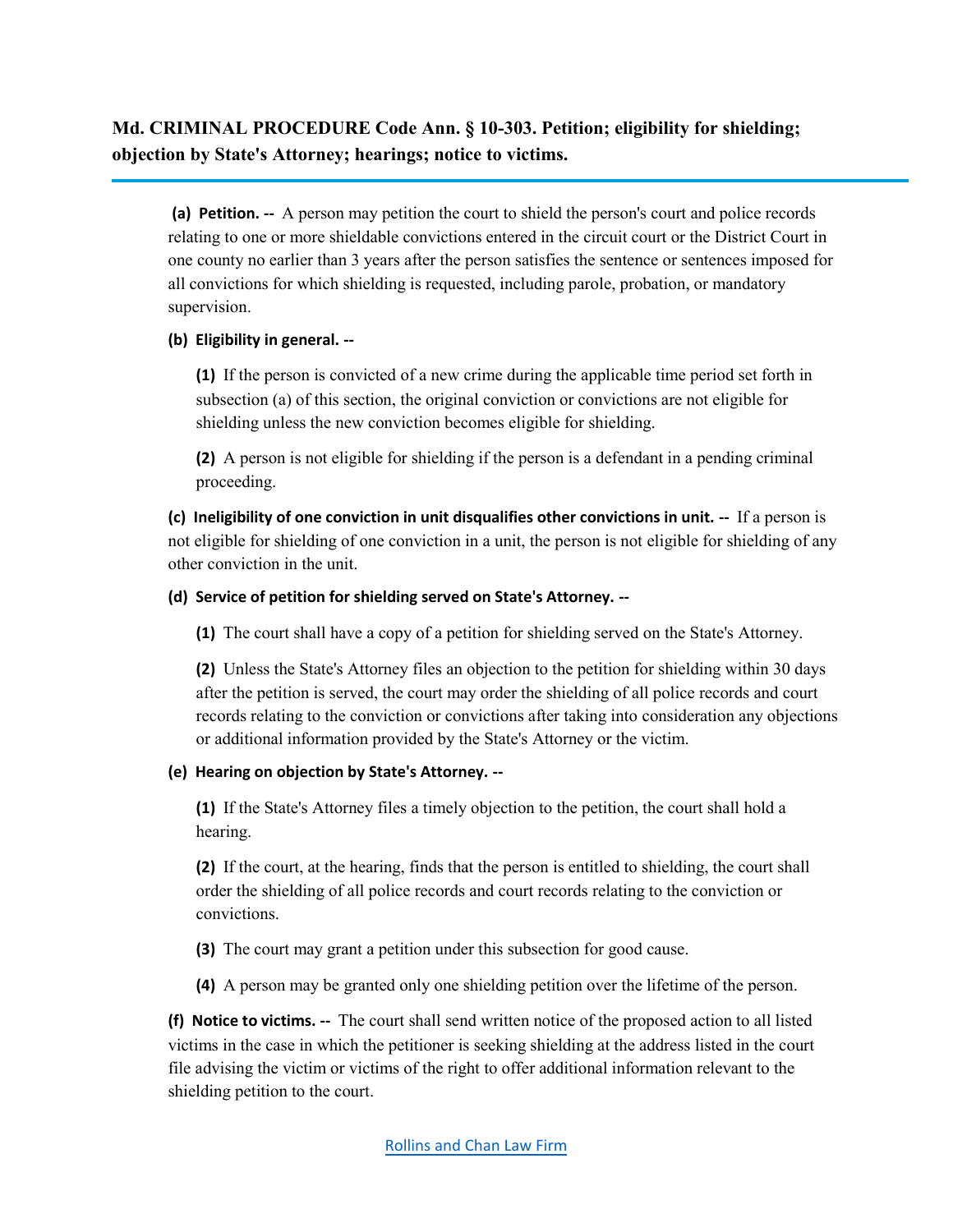## Md. CRIMINAL PROCEDURE Code Ann. § 10-303. Petition; eligibility for shielding; objection by State's Attorney; hearings; notice to victims.

**(a) Petition. --** A person may petition the court to shield the person's court and police records relating to one or more shieldable convictions entered in the circuit court or the District Court in one county no earlier than 3 years after the person satisfies the sentence or sentences imposed for all convictions for which shielding is requested, including parole, probation, or mandatory supervision.

**(b) Eligibility in general. --**

**(1)** If the person is convicted of a new crime during the applicable time period set forth in subsection (a) of this section, the original conviction or convictions are not eligible for shielding unless the new conviction becomes eligible for shielding.

**(2)** A person is not eligible for shielding if the person is a defendant in a pending criminal proceeding.

**(c) Ineligibility of one conviction in unit disqualifies other convictions in unit. --** If a person is not eligible for shielding of one conviction in a unit, the person is not eligible for shielding of any other conviction in the unit.

**(d) Service of petition for shielding served on State's Attorney. --**

**(1)** The court shall have a copy of a petition for shielding served on the State's Attorney.

**(2)** Unless the State's Attorney files an objection to the petition for shielding within 30 days after the petition is served, the court may order the shielding of all police records and court records relating to the conviction or convictions after taking into consideration any objections or additional information provided by the State's Attorney or the victim.

**(e) Hearing on objection by State's Attorney. --**

**(1)** If the State's Attorney files a timely objection to the petition, the court shall hold a hearing.

**(2)** If the court, at the hearing, finds that the person is entitled to shielding, the court shall order the shielding of all police records and court records relating to the conviction or convictions.

**(3)** The court may grant a petition under this subsection for good cause.

**(4)** A person may be granted only one shielding petition over the lifetime of the person.

**(f) Notice to victims. --** The court shall send written notice of the proposed action to all listed victims in the case in which the petitioner is seeking shielding at the address listed in the court file advising the victim or victims of the right to offer additional information relevant to the shielding petition to the court.

Rollins and Chan Law Firm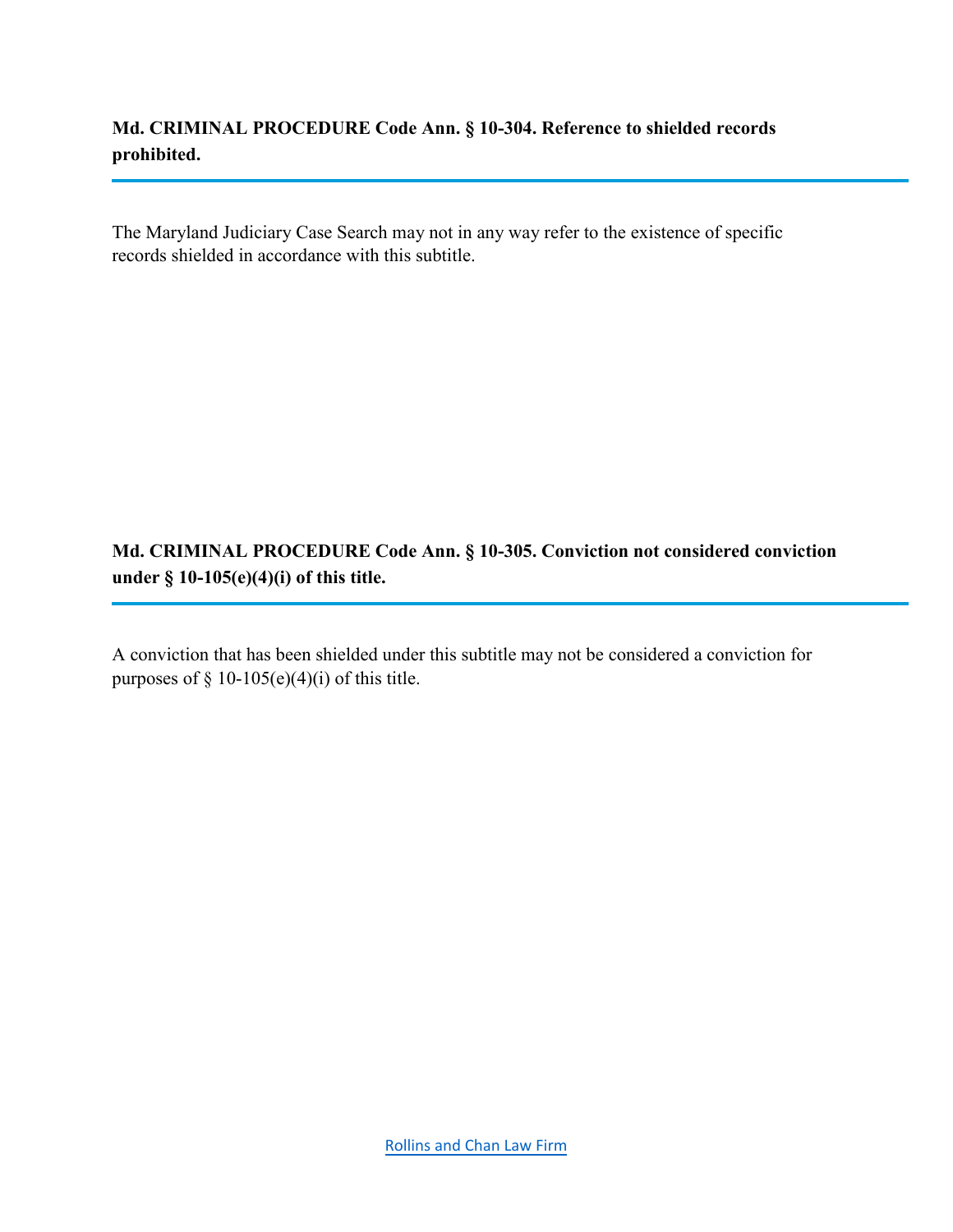### Md. CRIMINAL PROCEDURE Code Ann. § 10-304. Reference to shielded records prohibited.

The Maryland Judiciary Case Search may not in any way refer to the existence of specific records shielded in accordance with this subtitle.

### Md. CRIMINAL PROCEDURE Code Ann. § 10-305. Conviction not considered conviction under § 10-105(e)(4)(i) of this title.

A conviction that has been shielded under this subtitle may not be considered a conviction for purposes of § 10-105(e)(4)(i) of this title.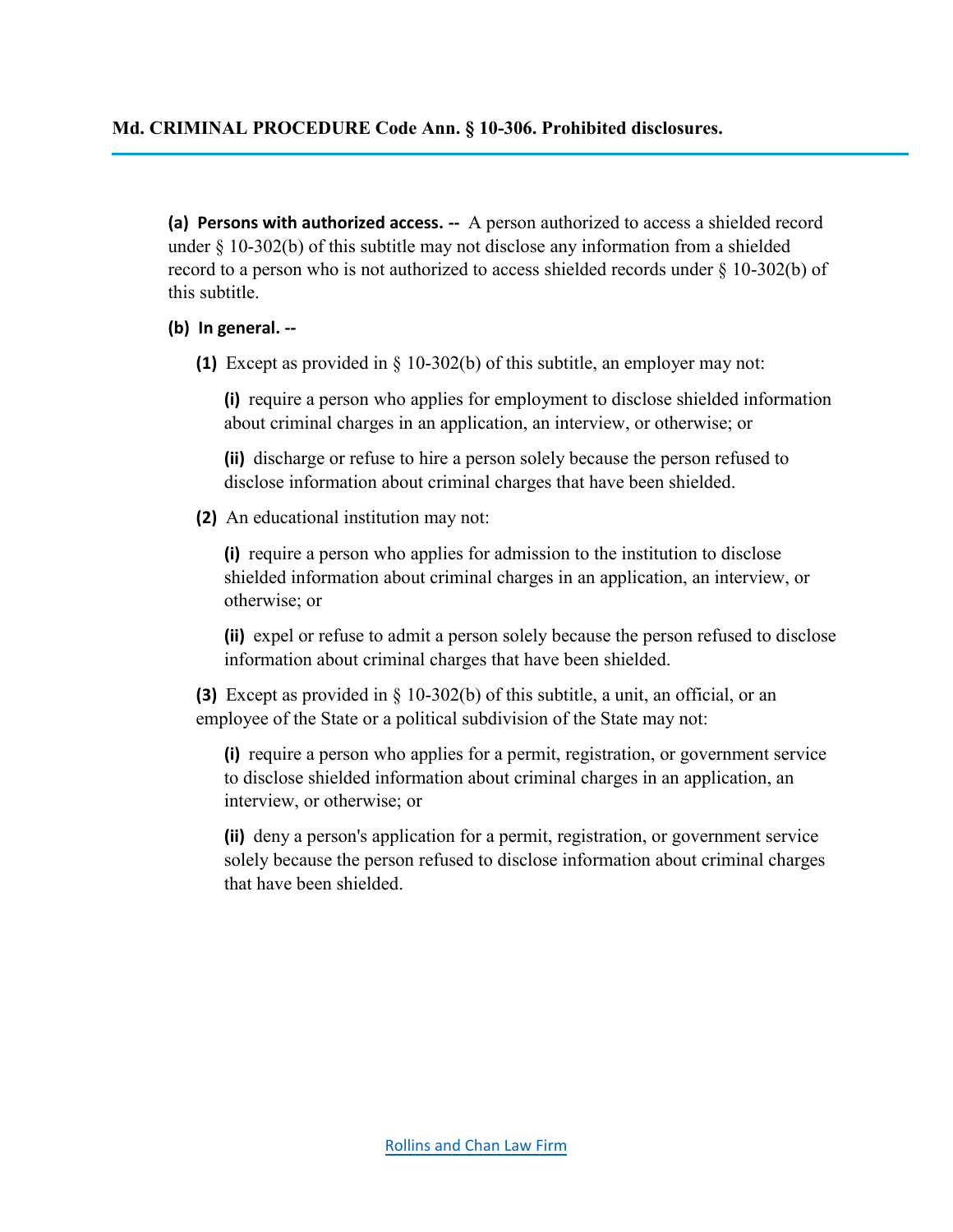## Md. CRIMINAL PROCEDURE Code Ann. § 10-306. Prohibited disclosures.

**(a) Persons with authorized access. --** A person authorized to access a shielded record under § 10-302(b) of this subtitle may not disclose any information from a shielded record to a person who is not authorized to access shielded records under § 10-302(b) of this subtitle.

**(b) In general. --**

**(1)** Except as provided in § 10-302(b) of this subtitle, an employer may not:

**(i)** require a person who applies for employment to disclose shielded information about criminal charges in an application, an interview, or otherwise; or

**(ii)** discharge or refuse to hire a person solely because the person refused to disclose information about criminal charges that have been shielded.

**(2)** An educational institution may not:

**(i)** require a person who applies for admission to the institution to disclose shielded information about criminal charges in an application, an interview, or otherwise; or

**(ii)** expel or refuse to admit a person solely because the person refused to disclose information about criminal charges that have been shielded.

**(3)** Except as provided in § 10-302(b) of this subtitle, a unit, an official, or an employee of the State or a political subdivision of the State may not:

**(i)** require a person who applies for a permit, registration, or government service to disclose shielded information about criminal charges in an application, an interview, or otherwise; or

**(ii)** deny a person's application for a permit, registration, or government service solely because the person refused to disclose information about criminal charges that have been shielded.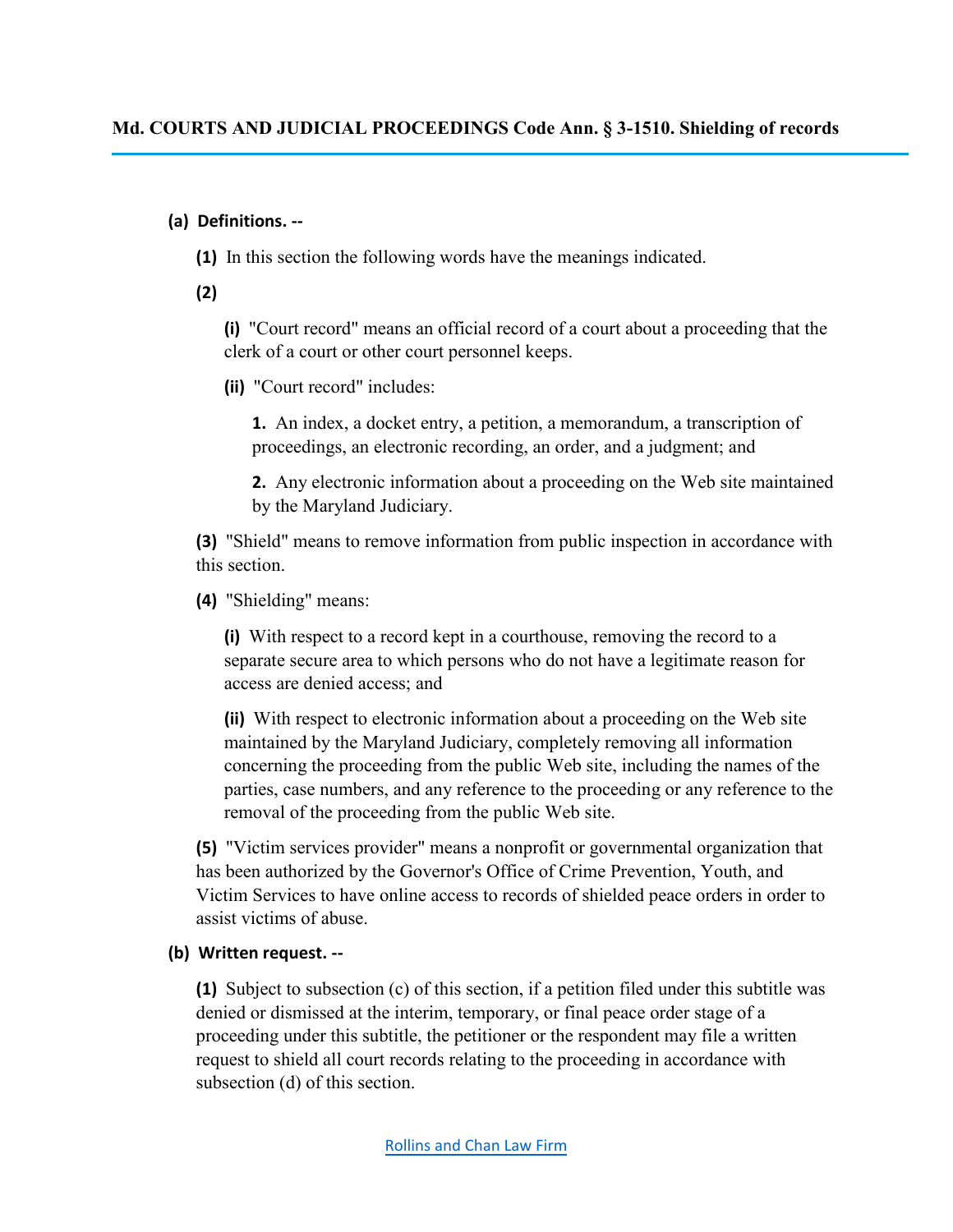## Md. COURTS AND JUDICIAL PROCEEDINGS Code Ann. § 3-1510. Shielding of records

**(a) Definitions. --**

**(1)** In this section the following words have the meanings indicated.

**(2)**

**(i)** "Court record" means an official record of a court about a proceeding that the clerk of a court or other court personnel keeps.

**(ii)** "Court record" includes:

**1.** An index, a docket entry, a petition, a memorandum, a transcription of proceedings, an electronic recording, an order, and a judgment; and

**2.** Any electronic information about a proceeding on the Web site maintained by the Maryland Judiciary.

**(3)** "Shield" means to remove information from public inspection in accordance with this section.

**(4)** "Shielding" means:

**(i)** With respect to a record kept in a courthouse, removing the record to a separate secure area to which persons who do not have a legitimate reason for access are denied access; and

**(ii)** With respect to electronic information about a proceeding on the Web site maintained by the Maryland Judiciary, completely removing all information concerning the proceeding from the public Web site, including the names of the parties, case numbers, and any reference to the proceeding or any reference to the removal of the proceeding from the public Web site.

**(5)** "Victim services provider" means a nonprofit or governmental organization that has been authorized by the Governor's Office of Crime Prevention, Youth, and Victim Services to have online access to records of shielded peace orders in order to assist victims of abuse.

**(b) Written request. --**

**(1)** Subject to subsection (c) of this section, if a petition filed under this subtitle was denied or dismissed at the interim, temporary, or final peace order stage of a proceeding under this subtitle, the petitioner or the respondent may file a written request to shield all court records relating to the proceeding in accordance with subsection (d) of this section.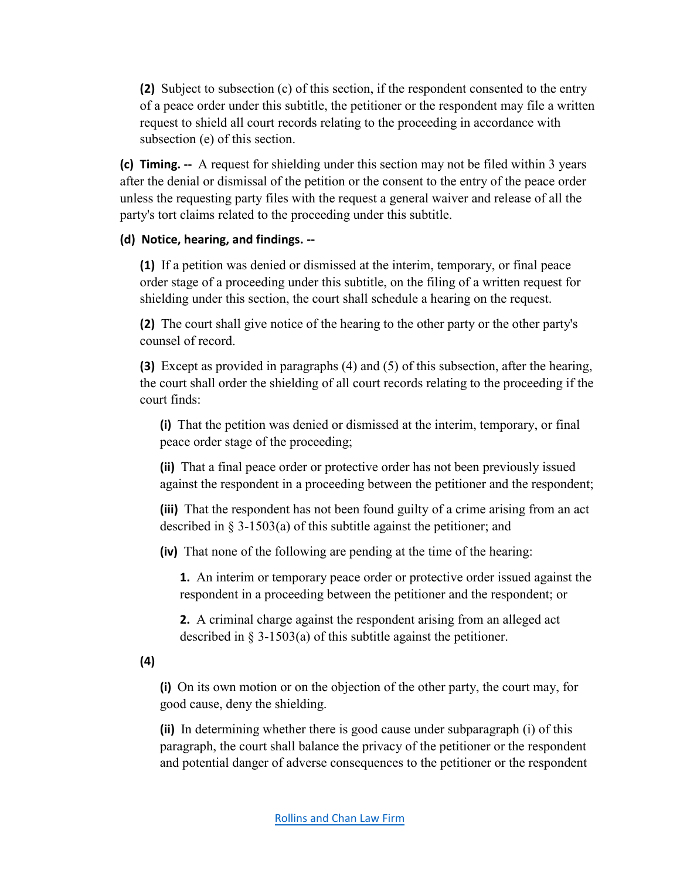**(2)** Subject to subsection (c) of this section, if the respondent consented to the entry of a peace order under this subtitle, the petitioner or the respondent may file a written request to shield all court records relating to the proceeding in accordance with subsection (e) of this section.

**(c) Timing. --** A request for shielding under this section may not be filed within 3 years after the denial or dismissal of the petition or the consent to the entry of the peace order unless the requesting party files with the request a general waiver and release of all the party's tort claims related to the proceeding under this subtitle.

**(d) Notice, hearing, and findings. --**

**(1)** If a petition was denied or dismissed at the interim, temporary, or final peace order stage of a proceeding under this subtitle, on the filing of a written request for shielding under this section, the court shall schedule a hearing on the request.

**(2)** The court shall give notice of the hearing to the other party or the other party's counsel of record.

**(3)** Except as provided in paragraphs (4) and (5) of this subsection, after the hearing, the court shall order the shielding of all court records relating to the proceeding if the court finds:

**(i)** That the petition was denied or dismissed at the interim, temporary, or final peace order stage of the proceeding;

**(ii)** That a final peace order or protective order has not been previously issued against the respondent in a proceeding between the petitioner and the respondent;

**(iii)** That the respondent has not been found guilty of a crime arising from an act described in § 3-1503(a) of this subtitle against the petitioner; and

**(iv)** That none of the following are pending at the time of the hearing:

**1.** An interim or temporary peace order or protective order issued against the respondent in a proceeding between the petitioner and the respondent; or

**2.** A criminal charge against the respondent arising from an alleged act described in § 3-1503(a) of this subtitle against the petitioner.

**(4)**

**(i)** On its own motion or on the objection of the other party, the court may, for good cause, deny the shielding.

**(ii)** In determining whether there is good cause under subparagraph (i) of this paragraph, the court shall balance the privacy of the petitioner or the respondent and potential danger of adverse consequences to the petitioner or the respondent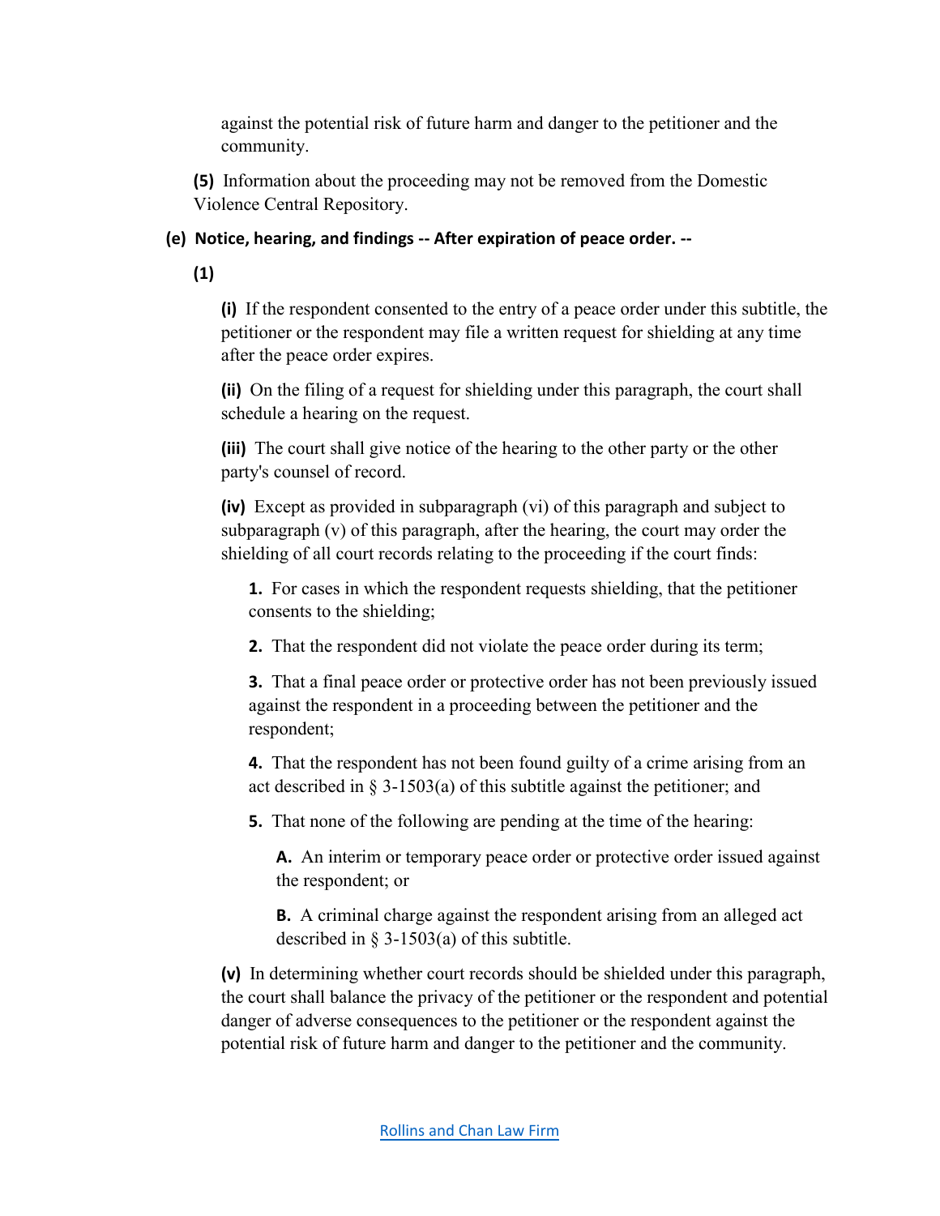against the potential risk of future harm and danger to the petitioner and the community.

**(5)** Information about the proceeding may not be removed from the Domestic Violence Central Repository.

**(e) Notice, hearing, and findings -- After expiration of peace order. --**

**(1)**

**(i)** If the respondent consented to the entry of a peace order under this subtitle, the petitioner or the respondent may file a written request for shielding at any time after the peace order expires.

**(ii)** On the filing of a request for shielding under this paragraph, the court shall schedule a hearing on the request.

**(iii)** The court shall give notice of the hearing to the other party or the other party's counsel of record.

**(iv)** Except as provided in subparagraph (vi) of this paragraph and subject to subparagraph (v) of this paragraph, after the hearing, the court may order the shielding of all court records relating to the proceeding if the court finds:

**1.** For cases in which the respondent requests shielding, that the petitioner consents to the shielding;

**2.** That the respondent did not violate the peace order during its term;

**3.** That a final peace order or protective order has not been previously issued against the respondent in a proceeding between the petitioner and the respondent;

**4.** That the respondent has not been found guilty of a crime arising from an act described in § 3-1503(a) of this subtitle against the petitioner; and

**5.** That none of the following are pending at the time of the hearing:

**A.** An interim or temporary peace order or protective order issued against the respondent; or

**B.** A criminal charge against the respondent arising from an alleged act described in § 3-1503(a) of this subtitle.

**(v)** In determining whether court records should be shielded under this paragraph, the court shall balance the privacy of the petitioner or the respondent and potential danger of adverse consequences to the petitioner or the respondent against the potential risk of future harm and danger to the petitioner and the community.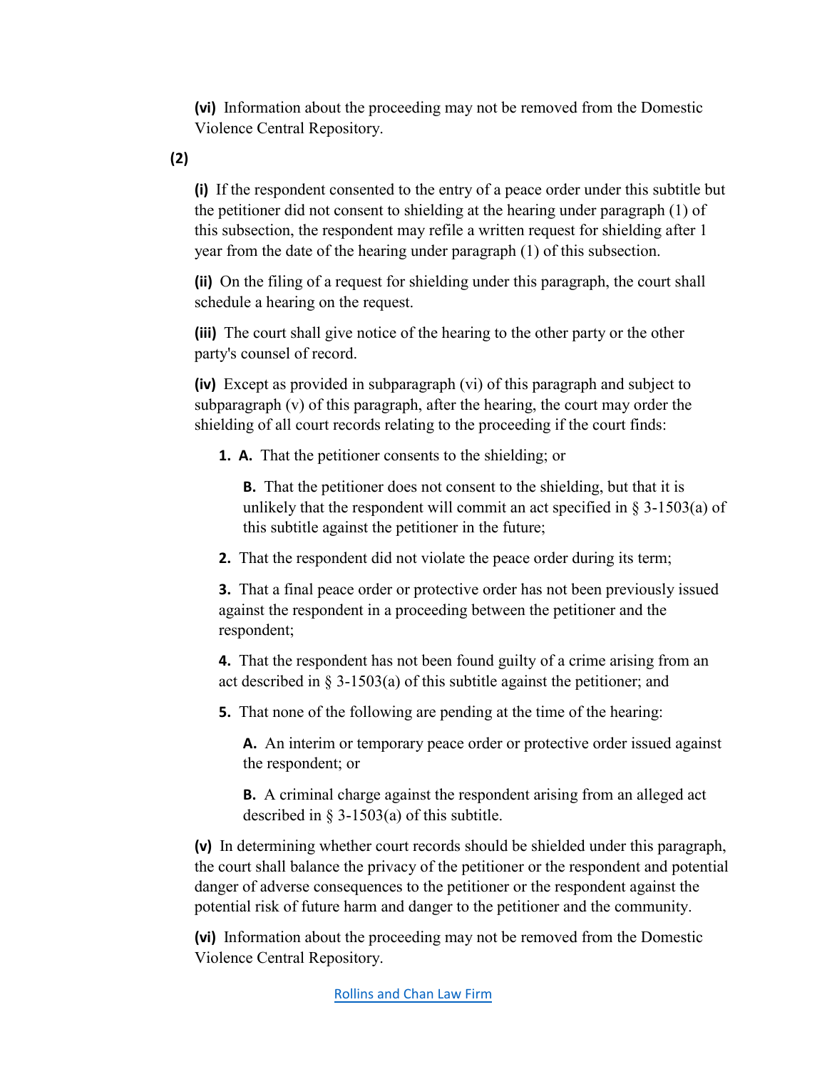**(vi)** Information about the proceeding may not be removed from the Domestic Violence Central Repository.

**(2)**

**(i)** If the respondent consented to the entry of a peace order under this subtitle but the petitioner did not consent to shielding at the hearing under paragraph (1) of this subsection, the respondent may refile a written request for shielding after 1 year from the date of the hearing under paragraph (1) of this subsection.

**(ii)** On the filing of a request for shielding under this paragraph, the court shall schedule a hearing on the request.

**(iii)** The court shall give notice of the hearing to the other party or the other party's counsel of record.

**(iv)** Except as provided in subparagraph (vi) of this paragraph and subject to subparagraph (v) of this paragraph, after the hearing, the court may order the shielding of all court records relating to the proceeding if the court finds:

**1. A.** That the petitioner consents to the shielding; or

**B.** That the petitioner does not consent to the shielding, but that it is unlikely that the respondent will commit an act specified in § 3-1503(a) of this subtitle against the petitioner in the future;

**2.** That the respondent did not violate the peace order during its term;

**3.** That a final peace order or protective order has not been previously issued against the respondent in a proceeding between the petitioner and the respondent;

**4.** That the respondent has not been found guilty of a crime arising from an act described in § 3-1503(a) of this subtitle against the petitioner; and

**5.** That none of the following are pending at the time of the hearing:

**A.** An interim or temporary peace order or protective order issued against the respondent; or

**B.** A criminal charge against the respondent arising from an alleged act described in § 3-1503(a) of this subtitle.

**(v)** In determining whether court records should be shielded under this paragraph, the court shall balance the privacy of the petitioner or the respondent and potential danger of adverse consequences to the petitioner or the respondent against the potential risk of future harm and danger to the petitioner and the community.

**(vi)** Information about the proceeding may not be removed from the Domestic Violence Central Repository.

Rollins and Chan Law Firm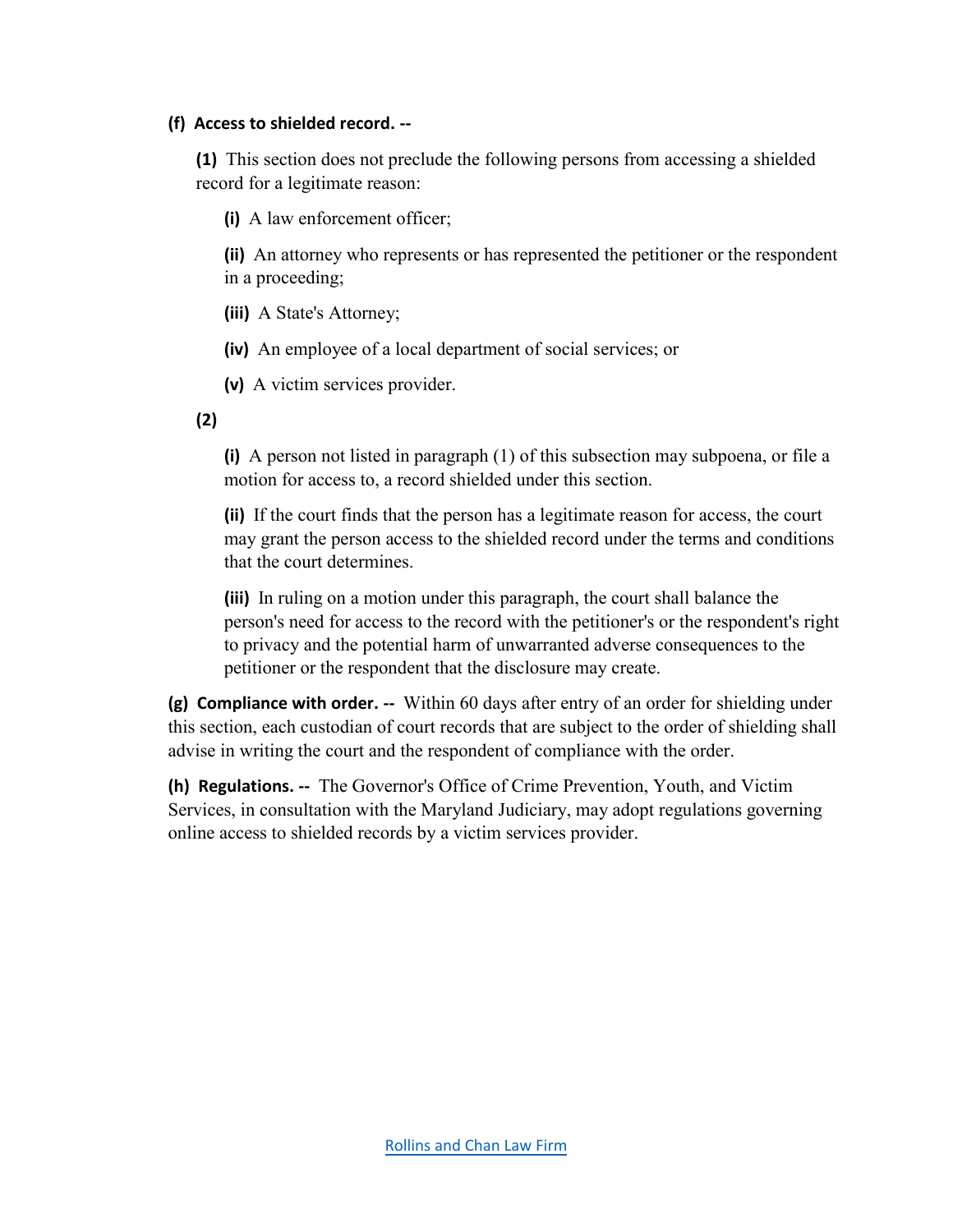**(f) Access to shielded record. --**

**(1)** This section does not preclude the following persons from accessing a shielded record for a legitimate reason:

**(i)** A law enforcement officer;

**(ii)** An attorney who represents or has represented the petitioner or the respondent in a proceeding;

**(iii)** A State's Attorney;

**(iv)** An employee of a local department of social services; or

**(v)** A victim services provider.

**(2)**

**(i)** A person not listed in paragraph (1) of this subsection may subpoena, or file a motion for access to, a record shielded under this section.

**(ii)** If the court finds that the person has a legitimate reason for access, the court may grant the person access to the shielded record under the terms and conditions that the court determines.

**(iii)** In ruling on a motion under this paragraph, the court shall balance the person's need for access to the record with the petitioner's or the respondent's right to privacy and the potential harm of unwarranted adverse consequences to the petitioner or the respondent that the disclosure may create.

**(g) Compliance with order. --** Within 60 days after entry of an order for shielding under this section, each custodian of court records that are subject to the order of shielding shall advise in writing the court and the respondent of compliance with the order.

**(h) Regulations. --** The Governor's Office of Crime Prevention, Youth, and Victim Services, in consultation with the Maryland Judiciary, may adopt regulations governing online access to shielded records by a victim services provider.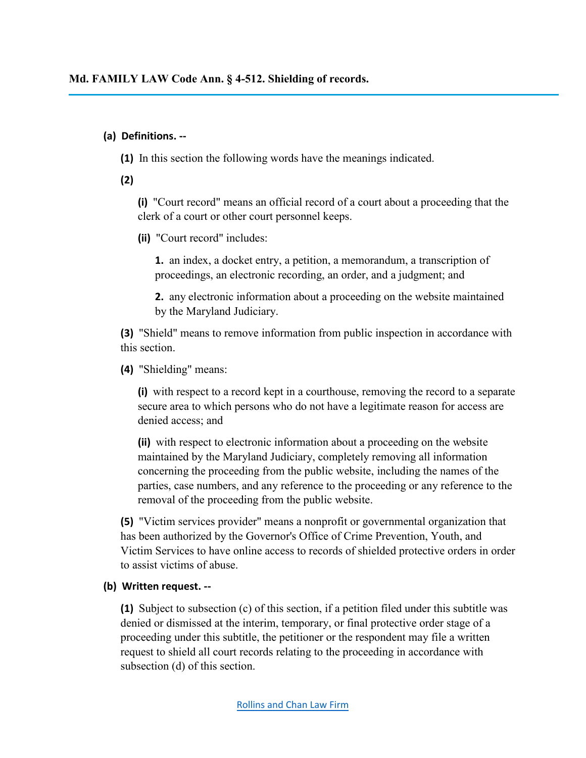## Md. FAMILY LAW Code Ann. § 4-512. Shielding of records.

**(a) Definitions. --**

**(1)** In this section the following words have the meanings indicated.

**(2)**

**(i)** "Court record" means an official record of a court about a proceeding that the clerk of a court or other court personnel keeps.

**(ii)** "Court record" includes:

**1.** an index, a docket entry, a petition, a memorandum, a transcription of proceedings, an electronic recording, an order, and a judgment; and

**2.** any electronic information about a proceeding on the website maintained by the Maryland Judiciary.

**(3)** "Shield" means to remove information from public inspection in accordance with this section.

**(4)** "Shielding" means:

**(i)** with respect to a record kept in a courthouse, removing the record to a separate secure area to which persons who do not have a legitimate reason for access are denied access; and

**(ii)** with respect to electronic information about a proceeding on the website maintained by the Maryland Judiciary, completely removing all information concerning the proceeding from the public website, including the names of the parties, case numbers, and any reference to the proceeding or any reference to the removal of the proceeding from the public website.

**(5)** "Victim services provider" means a nonprofit or governmental organization that has been authorized by the Governor's Office of Crime Prevention, Youth, and Victim Services to have online access to records of shielded protective orders in order to assist victims of abuse.

**(b) Written request. --**

**(1)** Subject to subsection (c) of this section, if a petition filed under this subtitle was denied or dismissed at the interim, temporary, or final protective order stage of a proceeding under this subtitle, the petitioner or the respondent may file a written request to shield all court records relating to the proceeding in accordance with subsection (d) of this section.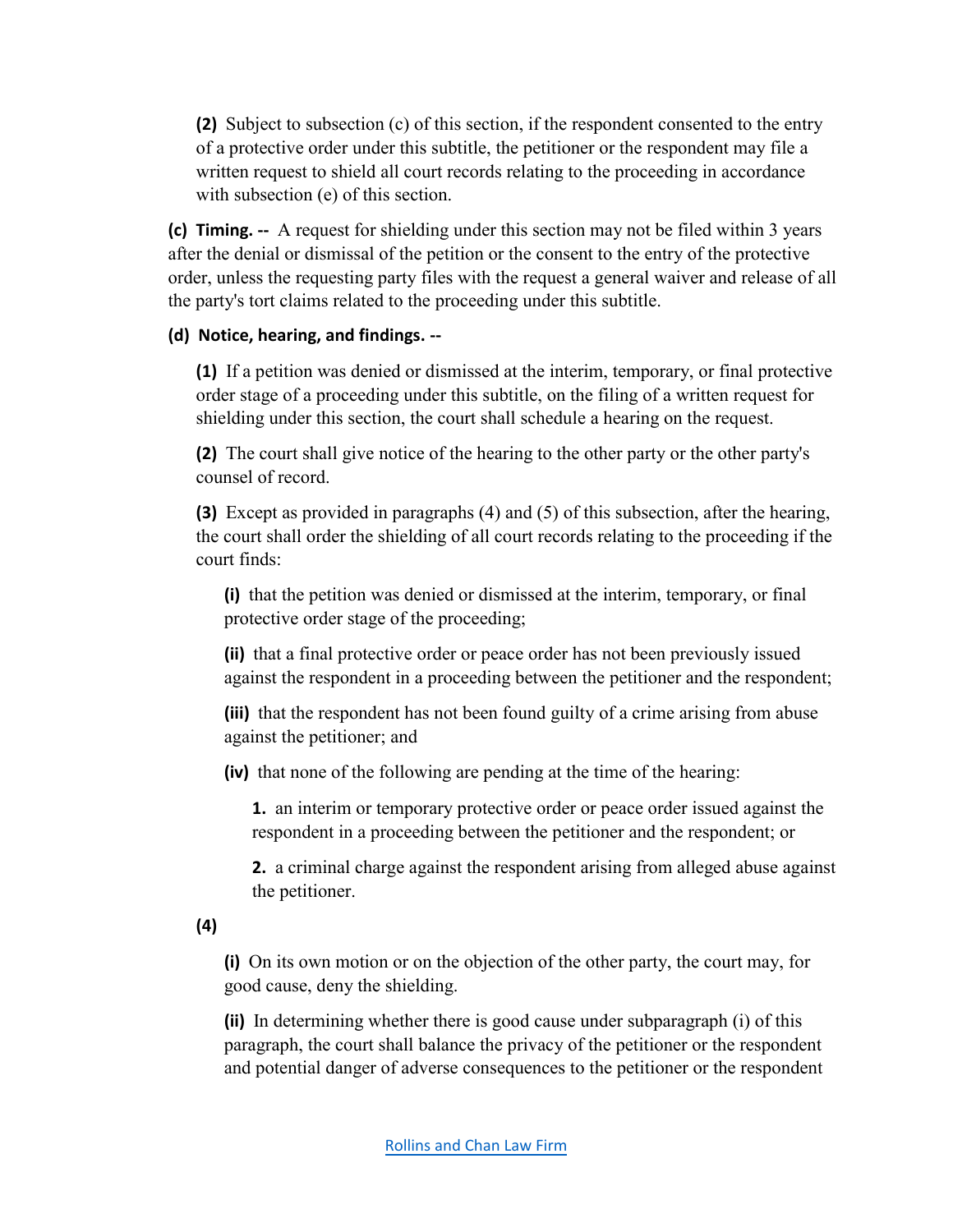**(2)** Subject to subsection (c) of this section, if the respondent consented to the entry of a protective order under this subtitle, the petitioner or the respondent may file a written request to shield all court records relating to the proceeding in accordance with subsection (e) of this section.

**(c) Timing. --** A request for shielding under this section may not be filed within 3 years after the denial or dismissal of the petition or the consent to the entry of the protective order, unless the requesting party files with the request a general waiver and release of all the party's tort claims related to the proceeding under this subtitle.

**(d) Notice, hearing, and findings. --**

**(1)** If a petition was denied or dismissed at the interim, temporary, or final protective order stage of a proceeding under this subtitle, on the filing of a written request for shielding under this section, the court shall schedule a hearing on the request.

**(2)** The court shall give notice of the hearing to the other party or the other party's counsel of record.

**(3)** Except as provided in paragraphs (4) and (5) of this subsection, after the hearing, the court shall order the shielding of all court records relating to the proceeding if the court finds:

**(i)** that the petition was denied or dismissed at the interim, temporary, or final protective order stage of the proceeding;

**(ii)** that a final protective order or peace order has not been previously issued against the respondent in a proceeding between the petitioner and the respondent;

**(iii)** that the respondent has not been found guilty of a crime arising from abuse against the petitioner; and

**(iv)** that none of the following are pending at the time of the hearing:

**1.** an interim or temporary protective order or peace order issued against the respondent in a proceeding between the petitioner and the respondent; or

**2.** a criminal charge against the respondent arising from alleged abuse against the petitioner.

**(4)**

**(i)** On its own motion or on the objection of the other party, the court may, for good cause, deny the shielding.

**(ii)** In determining whether there is good cause under subparagraph (i) of this paragraph, the court shall balance the privacy of the petitioner or the respondent and potential danger of adverse consequences to the petitioner or the respondent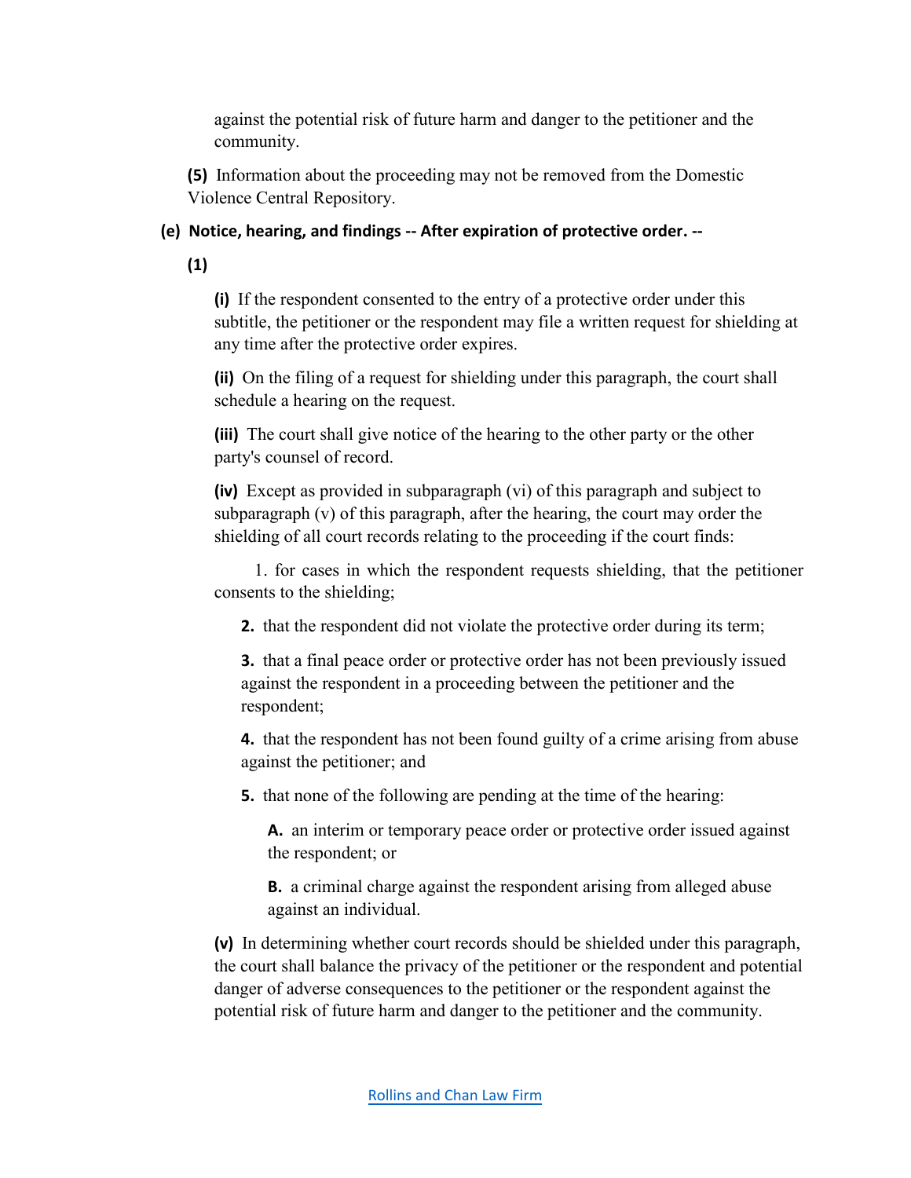against the potential risk of future harm and danger to the petitioner and the community.

**(5)** Information about the proceeding may not be removed from the Domestic Violence Central Repository.

**(e) Notice, hearing, and findings -- After expiration of protective order. --**

**(1)**

**(i)** If the respondent consented to the entry of a protective order under this subtitle, the petitioner or the respondent may file a written request for shielding at any time after the protective order expires.

**(ii)** On the filing of a request for shielding under this paragraph, the court shall schedule a hearing on the request.

**(iii)** The court shall give notice of the hearing to the other party or the other party's counsel of record.

**(iv)** Except as provided in subparagraph (vi) of this paragraph and subject to subparagraph (v) of this paragraph, after the hearing, the court may order the shielding of all court records relating to the proceeding if the court finds:

1. for cases in which the respondent requests shielding, that the petitioner consents to the shielding;

**2.** that the respondent did not violate the protective order during its term;

**3.** that a final peace order or protective order has not been previously issued against the respondent in a proceeding between the petitioner and the respondent;

**4.** that the respondent has not been found guilty of a crime arising from abuse against the petitioner; and

**5.** that none of the following are pending at the time of the hearing:

**A.** an interim or temporary peace order or protective order issued against the respondent; or

**B.** a criminal charge against the respondent arising from alleged abuse against an individual.

**(v)** In determining whether court records should be shielded under this paragraph, the court shall balance the privacy of the petitioner or the respondent and potential danger of adverse consequences to the petitioner or the respondent against the potential risk of future harm and danger to the petitioner and the community.

Rollins and Chan Law Firm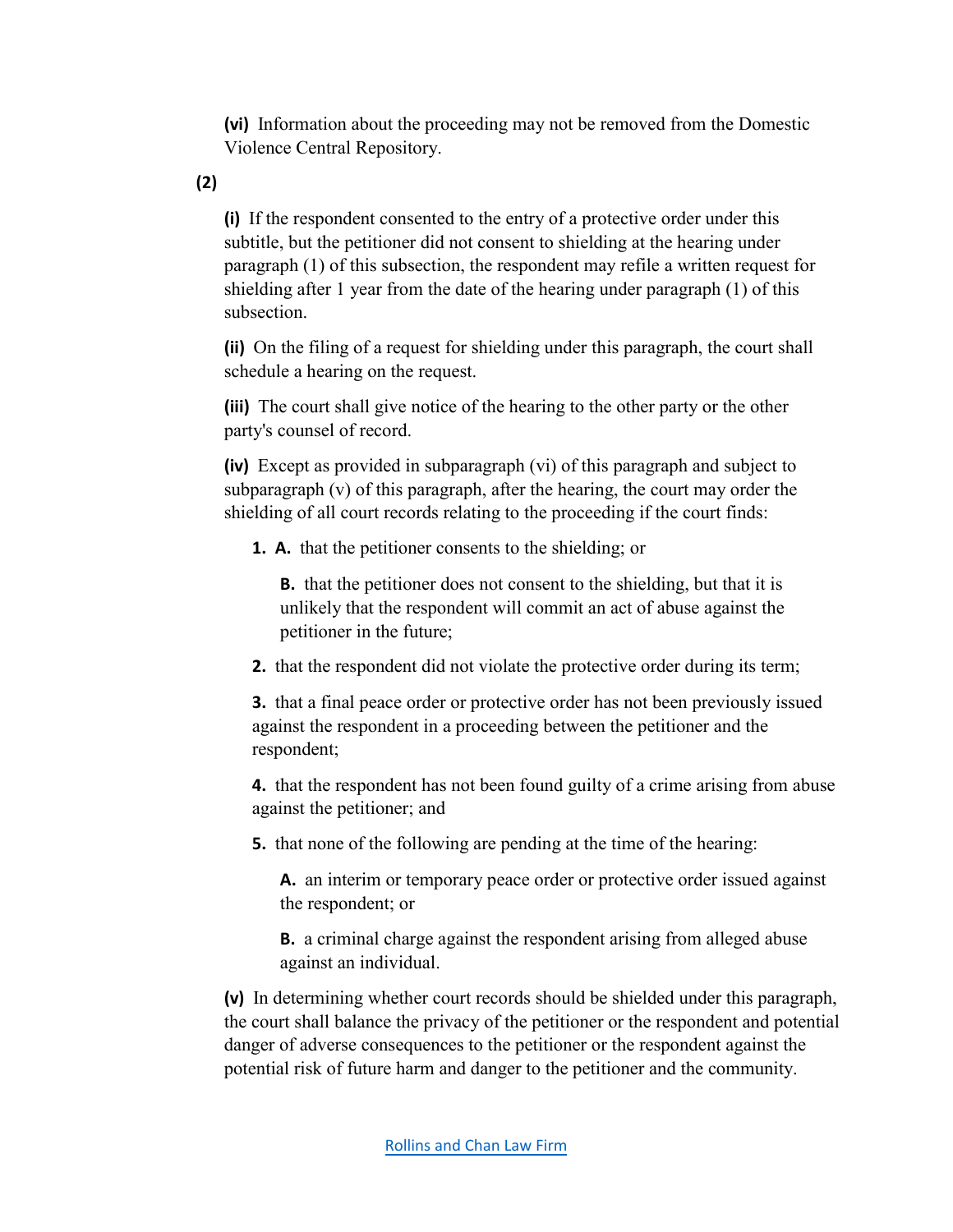**(vi)** Information about the proceeding may not be removed from the Domestic Violence Central Repository.

**(2)**

**(i)** If the respondent consented to the entry of a protective order under this subtitle, but the petitioner did not consent to shielding at the hearing under paragraph (1) of this subsection, the respondent may refile a written request for shielding after 1 year from the date of the hearing under paragraph (1) of this subsection.

**(ii)** On the filing of a request for shielding under this paragraph, the court shall schedule a hearing on the request.

**(iii)** The court shall give notice of the hearing to the other party or the other party's counsel of record.

**(iv)** Except as provided in subparagraph (vi) of this paragraph and subject to subparagraph (v) of this paragraph, after the hearing, the court may order the shielding of all court records relating to the proceeding if the court finds:

**1. A.** that the petitioner consents to the shielding; or

**B.** that the petitioner does not consent to the shielding, but that it is unlikely that the respondent will commit an act of abuse against the petitioner in the future;

**2.** that the respondent did not violate the protective order during its term;

**3.** that a final peace order or protective order has not been previously issued against the respondent in a proceeding between the petitioner and the respondent;

**4.** that the respondent has not been found guilty of a crime arising from abuse against the petitioner; and

**5.** that none of the following are pending at the time of the hearing:

**A.** an interim or temporary peace order or protective order issued against the respondent; or

**B.** a criminal charge against the respondent arising from alleged abuse against an individual.

**(v)** In determining whether court records should be shielded under this paragraph, the court shall balance the privacy of the petitioner or the respondent and potential danger of adverse consequences to the petitioner or the respondent against the potential risk of future harm and danger to the petitioner and the community.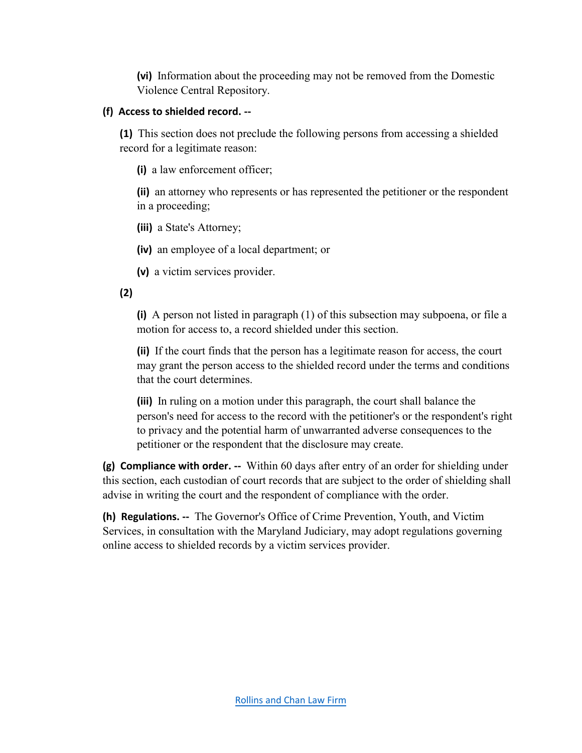**(vi)** Information about the proceeding may not be removed from the Domestic Violence Central Repository.

**(f) Access to shielded record. --**

**(1)** This section does not preclude the following persons from accessing a shielded record for a legitimate reason:

**(i)** a law enforcement officer;

**(ii)** an attorney who represents or has represented the petitioner or the respondent in a proceeding;

**(iii)** a State's Attorney;

**(iv)** an employee of a local department; or

**(v)** a victim services provider.

**(2)**

**(i)** A person not listed in paragraph (1) of this subsection may subpoena, or file a motion for access to, a record shielded under this section.

**(ii)** If the court finds that the person has a legitimate reason for access, the court may grant the person access to the shielded record under the terms and conditions that the court determines.

**(iii)** In ruling on a motion under this paragraph, the court shall balance the person's need for access to the record with the petitioner's or the respondent's right to privacy and the potential harm of unwarranted adverse consequences to the petitioner or the respondent that the disclosure may create.

**(g) Compliance with order. --** Within 60 days after entry of an order for shielding under this section, each custodian of court records that are subject to the order of shielding shall advise in writing the court and the respondent of compliance with the order.

**(h) Regulations. --** The Governor's Office of Crime Prevention, Youth, and Victim Services, in consultation with the Maryland Judiciary, may adopt regulations governing online access to shielded records by a victim services provider.